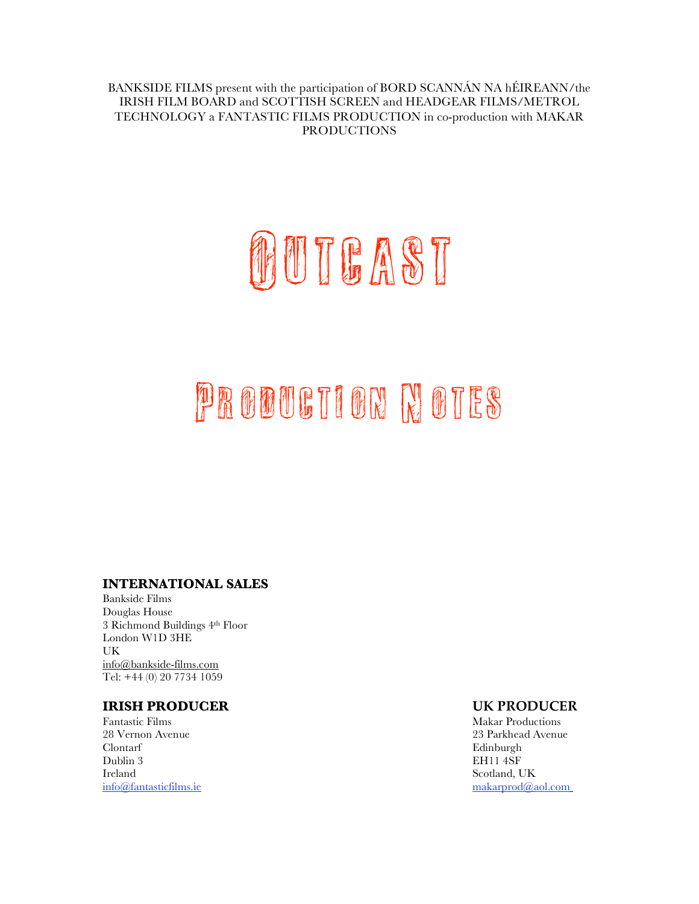BANKSIDE FILMS present with the participation of BORD SCANNÁN NA hÉIREANN/the IRISH FILM BOARD and SCOTTISH SCREEN and HEADGEAR FILMS/METROL TECHNOLOGY a FANTASTIC FILMS PRODUCTION in co-production with MAKAR PRODUCTIONS

# OUTCAST

# PRODUCTION NOTES

## INTERNATIONAL SALES

Bankside Films
Douglas House
3 Richmond Buildings 4th Floor
London W1D 3HE
UK
info@bankside-films.com
Tel: +44 (0) 20 7734 1059

## IRISH PRODUCER

Fantastic Films
28 Vernon Avenue
Clontarf
Dublin 3
Ireland
info@fantasticfilms.ie

## UK PRODUCER

Makar Productions
23 Parkhead Avenue
Edinburgh
EH11 4SF
Scotland, UK
makarprod@aol.com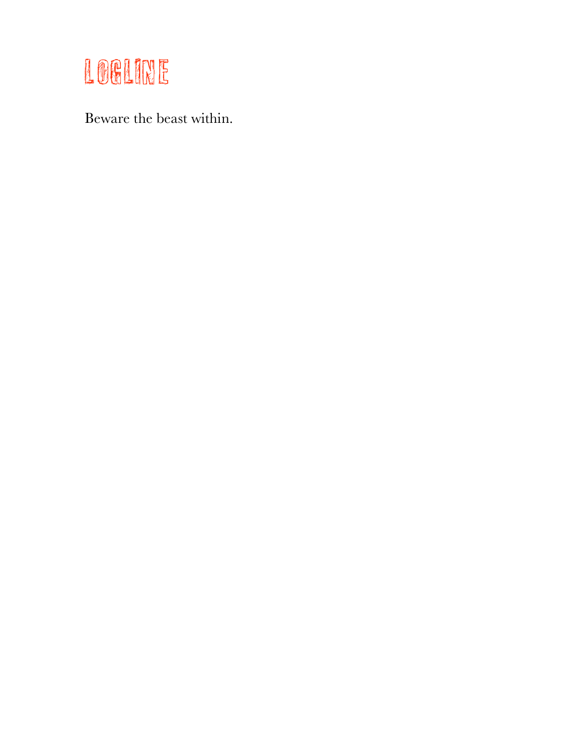# LOGLINE

Beware the beast within.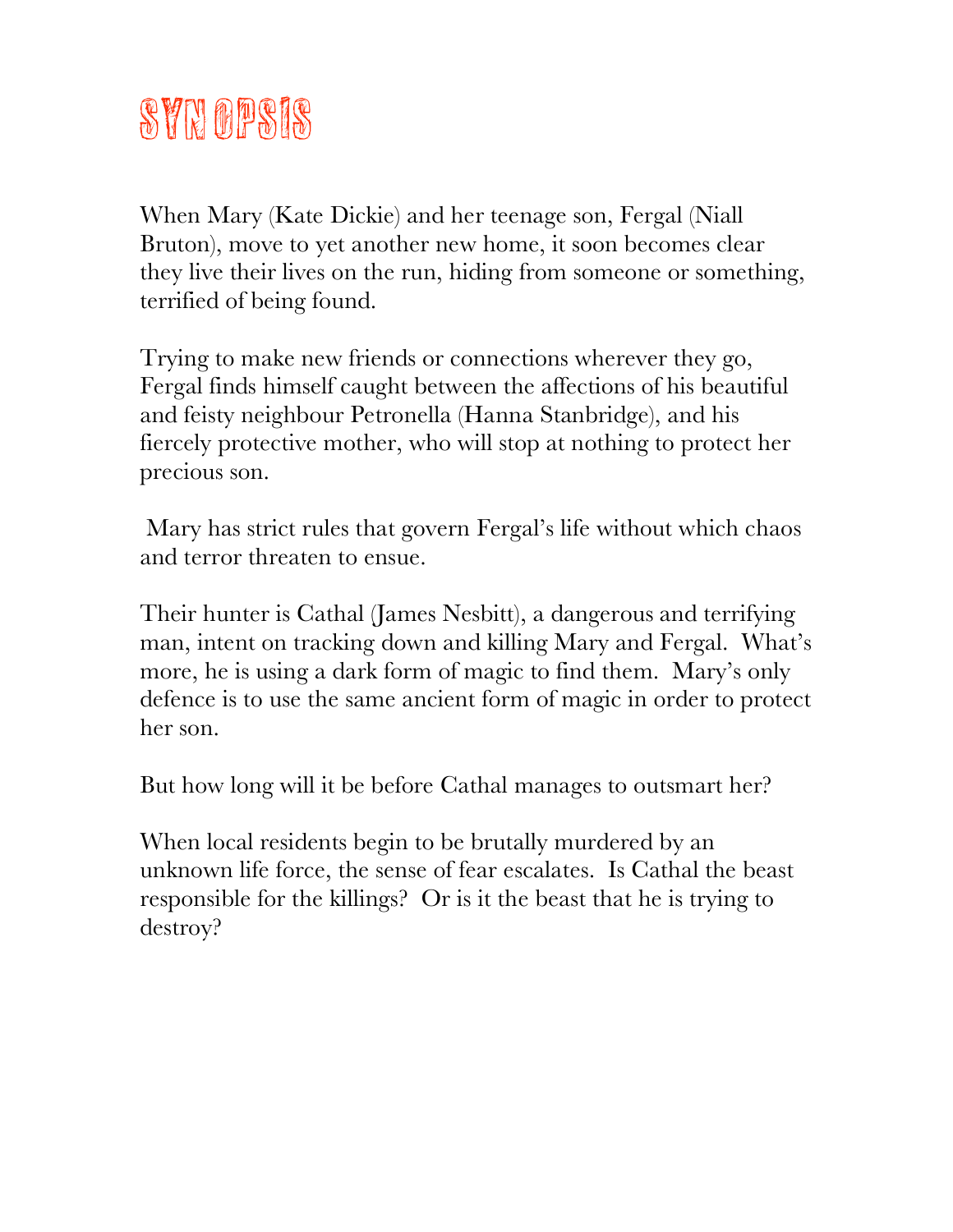# SYNOPSIS

When Mary (Kate Dickie) and her teenage son, Fergal (Niall Bruton), move to yet another new home, it soon becomes clear they live their lives on the run, hiding from someone or something, terrified of being found.

Trying to make new friends or connections wherever they go, Fergal finds himself caught between the affections of his beautiful and feisty neighbour Petronella (Hanna Stanbridge), and his fiercely protective mother, who will stop at nothing to protect her precious son.

Mary has strict rules that govern Fergal's life without which chaos and terror threaten to ensue.

Their hunter is Cathal (James Nesbitt), a dangerous and terrifying man, intent on tracking down and killing Mary and Fergal. What's more, he is using a dark form of magic to find them. Mary's only defence is to use the same ancient form of magic in order to protect her son.

But how long will it be before Cathal manages to outsmart her?

When local residents begin to be brutally murdered by an unknown life force, the sense of fear escalates. Is Cathal the beast responsible for the killings? Or is it the beast that he is trying to destroy?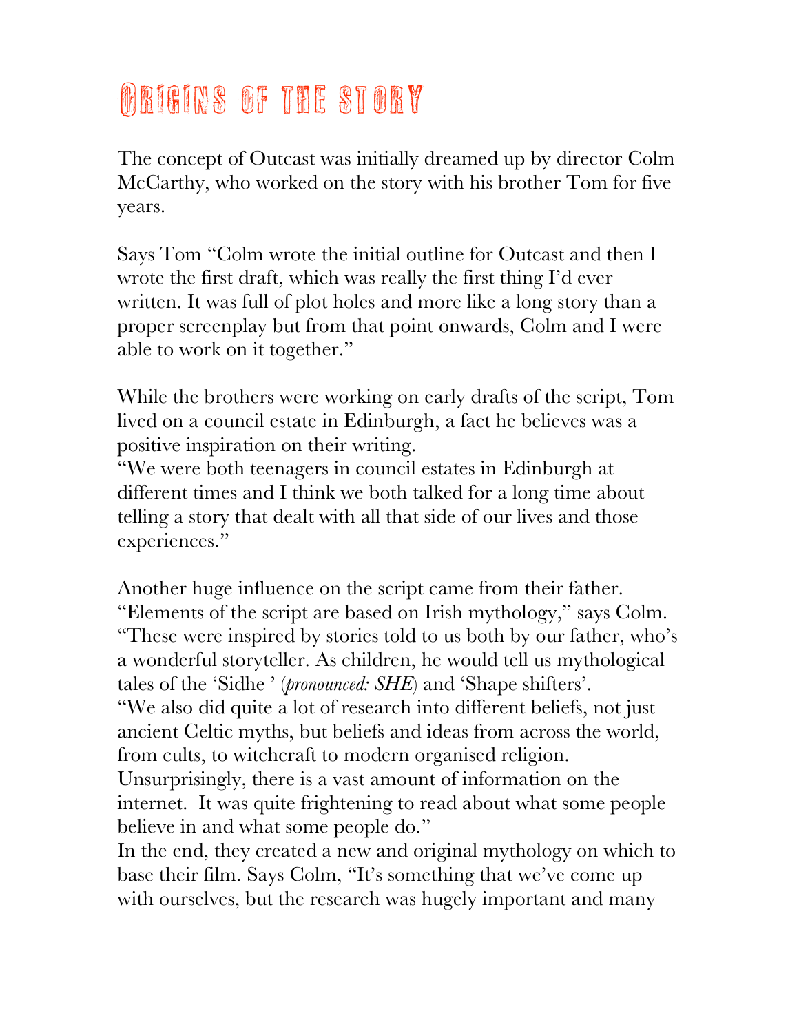# Origins of the story

The concept of Outcast was initially dreamed up by director Colm McCarthy, who worked on the story with his brother Tom for five years.

Says Tom "Colm wrote the initial outline for Outcast and then I wrote the first draft, which was really the first thing I'd ever written. It was full of plot holes and more like a long story than a proper screenplay but from that point onwards, Colm and I were able to work on it together."

While the brothers were working on early drafts of the script, Tom lived on a council estate in Edinburgh, a fact he believes was a positive inspiration on their writing.
"We were both teenagers in council estates in Edinburgh at different times and I think we both talked for a long time about telling a story that dealt with all that side of our lives and those experiences."

Another huge influence on the script came from their father.
"Elements of the script are based on Irish mythology," says Colm. "These were inspired by stories told to us both by our father, who's a wonderful storyteller. As children, he would tell us mythological tales of the 'Sidhe ' (*pronounced: SHE*) and 'Shape shifters'.
"We also did quite a lot of research into different beliefs, not just ancient Celtic myths, but beliefs and ideas from across the world, from cults, to witchcraft to modern organised religion. Unsurprisingly, there is a vast amount of information on the internet. It was quite frightening to read about what some people believe in and what some people do."
In the end, they created a new and original mythology on which to base their film. Says Colm, "It's something that we've come up with ourselves, but the research was hugely important and many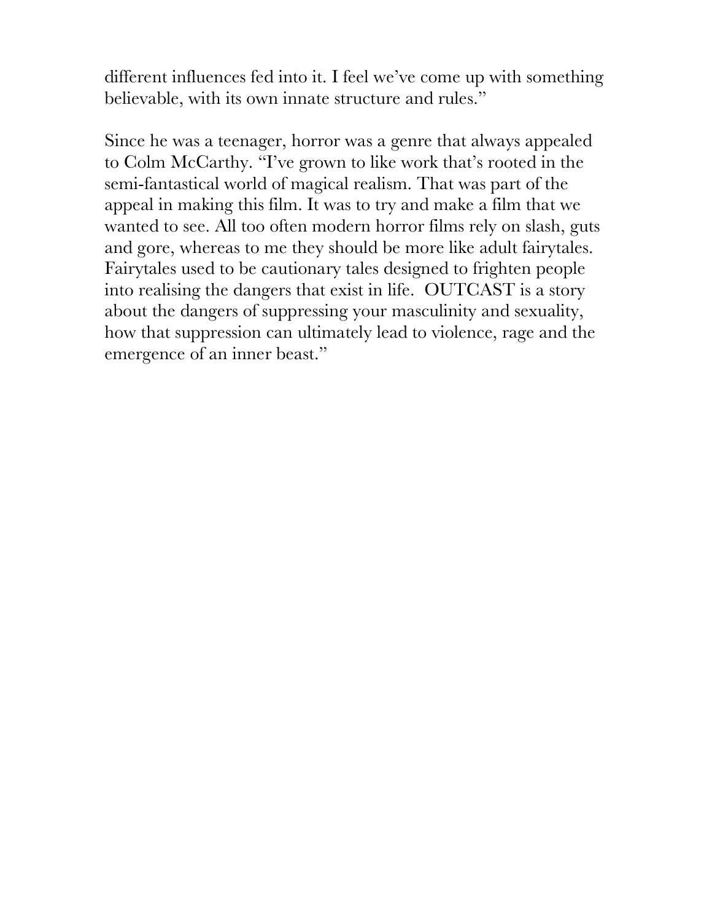different influences fed into it. I feel we've come up with something believable, with its own innate structure and rules."

Since he was a teenager, horror was a genre that always appealed to Colm McCarthy. "I've grown to like work that's rooted in the semi-fantastical world of magical realism. That was part of the appeal in making this film. It was to try and make a film that we wanted to see. All too often modern horror films rely on slash, guts and gore, whereas to me they should be more like adult fairytales. Fairytales used to be cautionary tales designed to frighten people into realising the dangers that exist in life. OUTCAST is a story about the dangers of suppressing your masculinity and sexuality, how that suppression can ultimately lead to violence, rage and the emergence of an inner beast."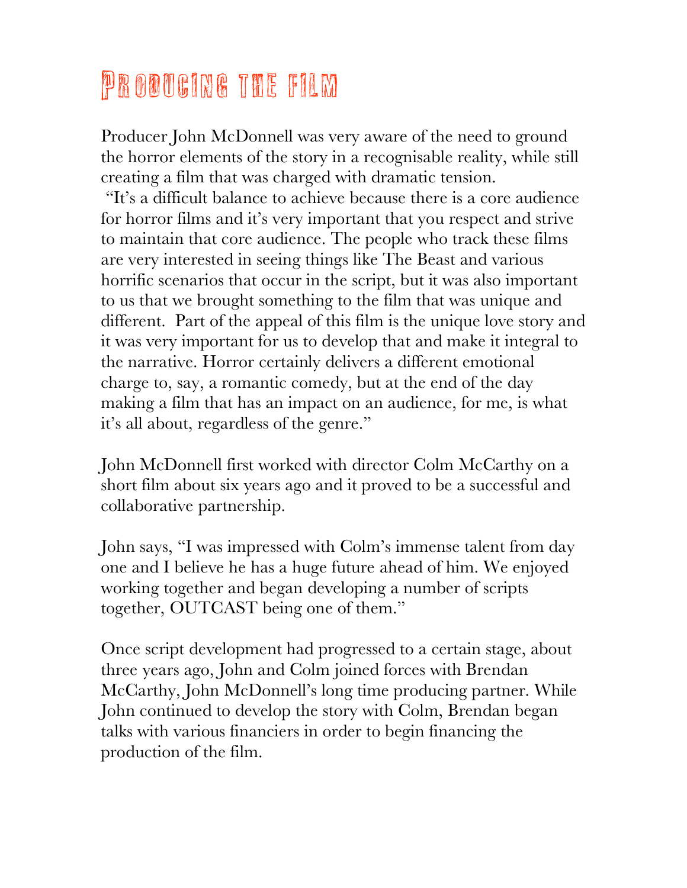# Producing the film

Producer John McDonnell was very aware of the need to ground the horror elements of the story in a recognisable reality, while still creating a film that was charged with dramatic tension.
"It's a difficult balance to achieve because there is a core audience for horror films and it's very important that you respect and strive to maintain that core audience. The people who track these films are very interested in seeing things like The Beast and various horrific scenarios that occur in the script, but it was also important to us that we brought something to the film that was unique and different. Part of the appeal of this film is the unique love story and it was very important for us to develop that and make it integral to the narrative. Horror certainly delivers a different emotional charge to, say, a romantic comedy, but at the end of the day making a film that has an impact on an audience, for me, is what it's all about, regardless of the genre."

John McDonnell first worked with director Colm McCarthy on a short film about six years ago and it proved to be a successful and collaborative partnership.

John says, "I was impressed with Colm's immense talent from day one and I believe he has a huge future ahead of him. We enjoyed working together and began developing a number of scripts together, OUTCAST being one of them."

Once script development had progressed to a certain stage, about three years ago, John and Colm joined forces with Brendan McCarthy, John McDonnell's long time producing partner. While John continued to develop the story with Colm, Brendan began talks with various financiers in order to begin financing the production of the film.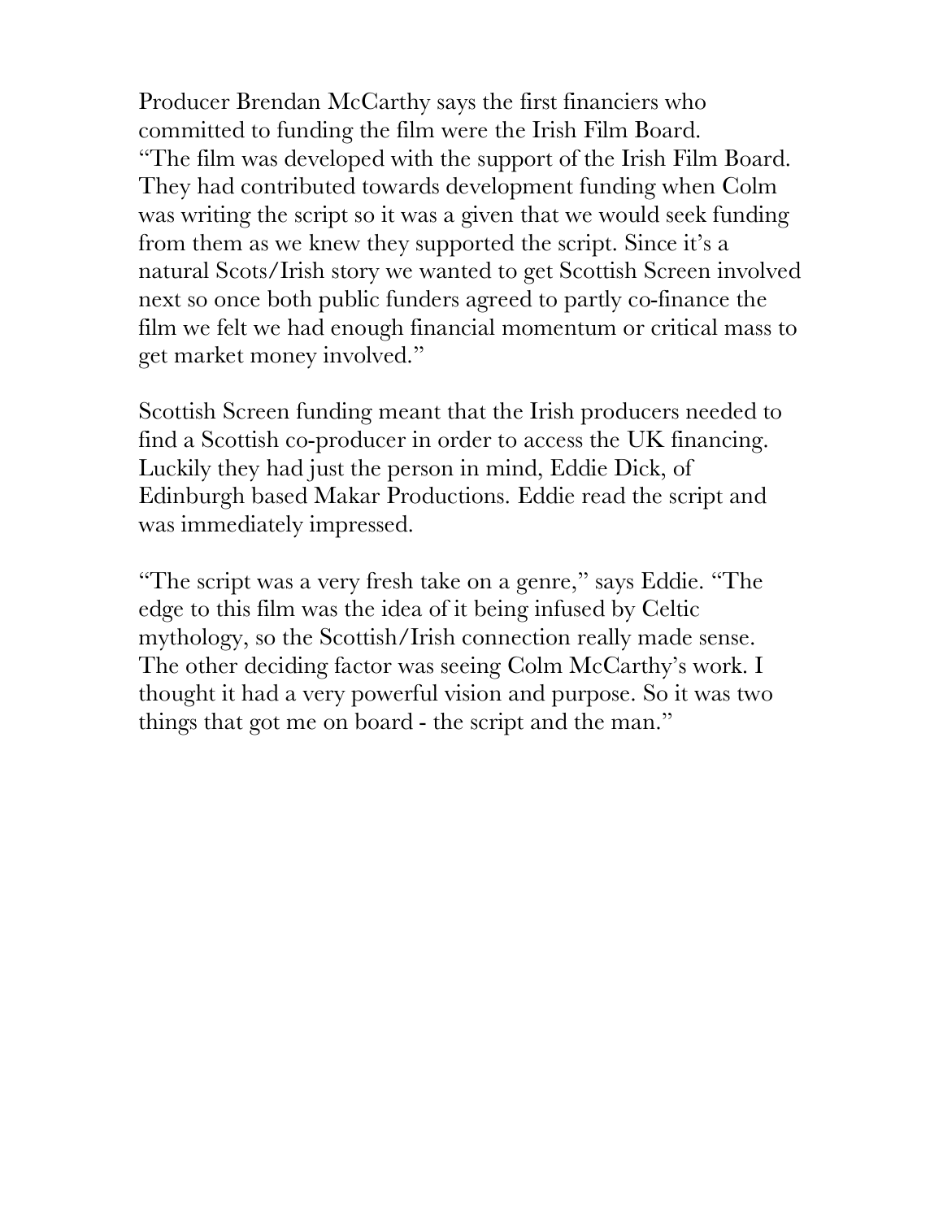Producer Brendan McCarthy says the first financiers who committed to funding the film were the Irish Film Board. "The film was developed with the support of the Irish Film Board. They had contributed towards development funding when Colm was writing the script so it was a given that we would seek funding from them as we knew they supported the script. Since it's a natural Scots/Irish story we wanted to get Scottish Screen involved next so once both public funders agreed to partly co-finance the film we felt we had enough financial momentum or critical mass to get market money involved."

Scottish Screen funding meant that the Irish producers needed to find a Scottish co-producer in order to access the UK financing. Luckily they had just the person in mind, Eddie Dick, of Edinburgh based Makar Productions. Eddie read the script and was immediately impressed.

"The script was a very fresh take on a genre," says Eddie. "The edge to this film was the idea of it being infused by Celtic mythology, so the Scottish/Irish connection really made sense. The other deciding factor was seeing Colm McCarthy's work. I thought it had a very powerful vision and purpose. So it was two things that got me on board - the script and the man."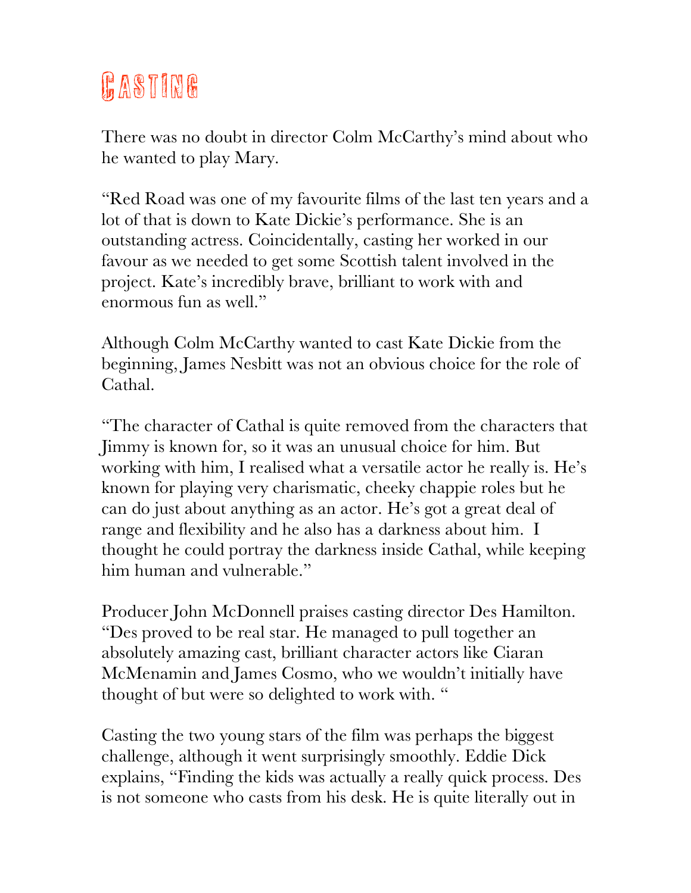# Casting

There was no doubt in director Colm McCarthy's mind about who he wanted to play Mary.

"Red Road was one of my favourite films of the last ten years and a lot of that is down to Kate Dickie's performance. She is an outstanding actress. Coincidentally, casting her worked in our favour as we needed to get some Scottish talent involved in the project. Kate's incredibly brave, brilliant to work with and enormous fun as well."

Although Colm McCarthy wanted to cast Kate Dickie from the beginning, James Nesbitt was not an obvious choice for the role of Cathal.

"The character of Cathal is quite removed from the characters that Jimmy is known for, so it was an unusual choice for him. But working with him, I realised what a versatile actor he really is. He's known for playing very charismatic, cheeky chappie roles but he can do just about anything as an actor. He's got a great deal of range and flexibility and he also has a darkness about him. I thought he could portray the darkness inside Cathal, while keeping him human and vulnerable."

Producer John McDonnell praises casting director Des Hamilton. "Des proved to be real star. He managed to pull together an absolutely amazing cast, brilliant character actors like Ciaran McMenamin and James Cosmo, who we wouldn't initially have thought of but were so delighted to work with. "

Casting the two young stars of the film was perhaps the biggest challenge, although it went surprisingly smoothly. Eddie Dick explains, "Finding the kids was actually a really quick process. Des is not someone who casts from his desk. He is quite literally out in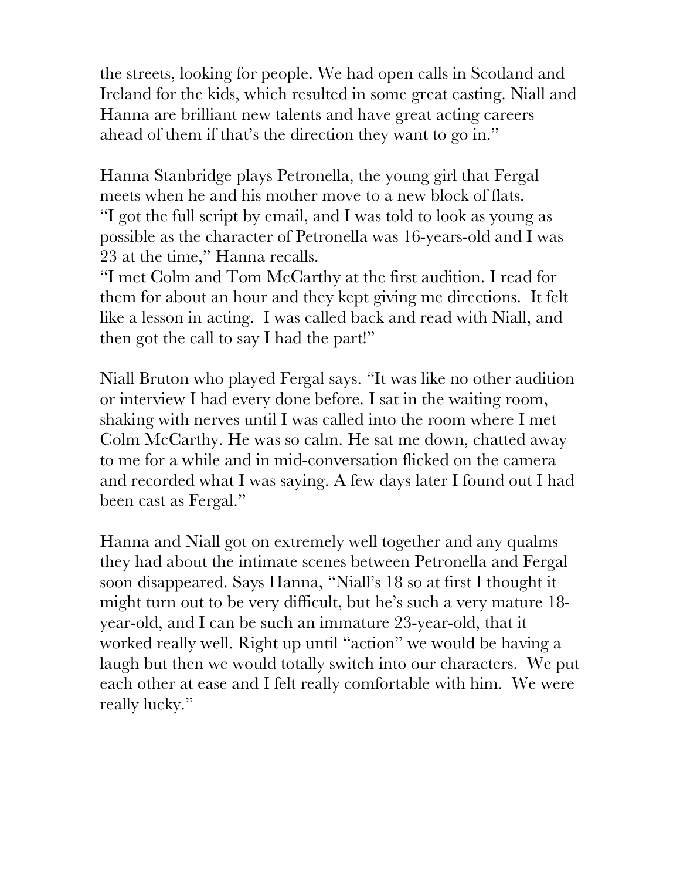the streets, looking for people. We had open calls in Scotland and Ireland for the kids, which resulted in some great casting. Niall and Hanna are brilliant new talents and have great acting careers ahead of them if that's the direction they want to go in."

Hanna Stanbridge plays Petronella, the young girl that Fergal meets when he and his mother move to a new block of flats. "I got the full script by email, and I was told to look as young as possible as the character of Petronella was 16-years-old and I was 23 at the time," Hanna recalls.

"I met Colm and Tom McCarthy at the first audition. I read for them for about an hour and they kept giving me directions. It felt like a lesson in acting. I was called back and read with Niall, and then got the call to say I had the part!"

Niall Bruton who played Fergal says. "It was like no other audition or interview I had every done before. I sat in the waiting room, shaking with nerves until I was called into the room where I met Colm McCarthy. He was so calm. He sat me down, chatted away to me for a while and in mid-conversation flicked on the camera and recorded what I was saying. A few days later I found out I had been cast as Fergal."

Hanna and Niall got on extremely well together and any qualms they had about the intimate scenes between Petronella and Fergal soon disappeared. Says Hanna, "Niall's 18 so at first I thought it might turn out to be very difficult, but he's such a very mature 18-year-old, and I can be such an immature 23-year-old, that it worked really well. Right up until "action" we would be having a laugh but then we would totally switch into our characters. We put each other at ease and I felt really comfortable with him. We were really lucky."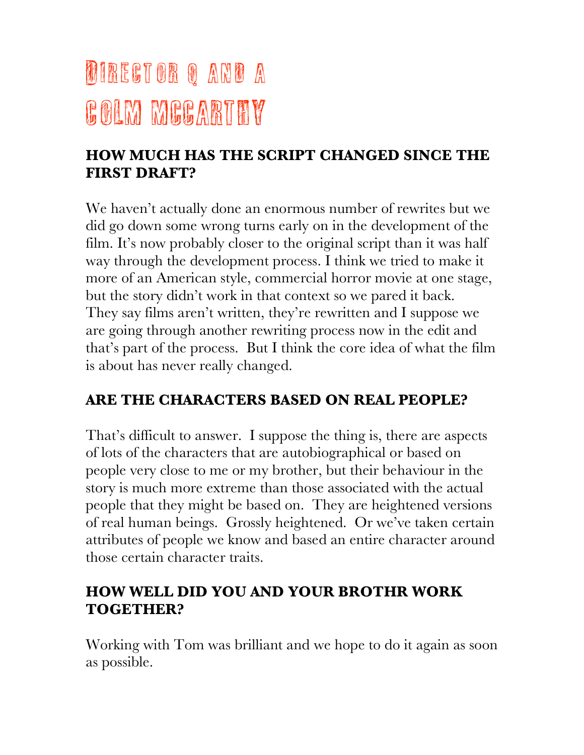# Director Q and A Colm McCarthy

## HOW MUCH HAS THE SCRIPT CHANGED SINCE THE FIRST DRAFT?

We haven't actually done an enormous number of rewrites but we did go down some wrong turns early on in the development of the film. It's now probably closer to the original script than it was half way through the development process. I think we tried to make it more of an American style, commercial horror movie at one stage, but the story didn't work in that context so we pared it back. They say films aren't written, they're rewritten and I suppose we are going through another rewriting process now in the edit and that's part of the process. But I think the core idea of what the film is about has never really changed.

## ARE THE CHARACTERS BASED ON REAL PEOPLE?

That's difficult to answer. I suppose the thing is, there are aspects of lots of the characters that are autobiographical or based on people very close to me or my brother, but their behaviour in the story is much more extreme than those associated with the actual people that they might be based on. They are heightened versions of real human beings. Grossly heightened. Or we've taken certain attributes of people we know and based an entire character around those certain character traits.

## HOW WELL DID YOU AND YOUR BROTHR WORK TOGETHER?

Working with Tom was brilliant and we hope to do it again as soon as possible.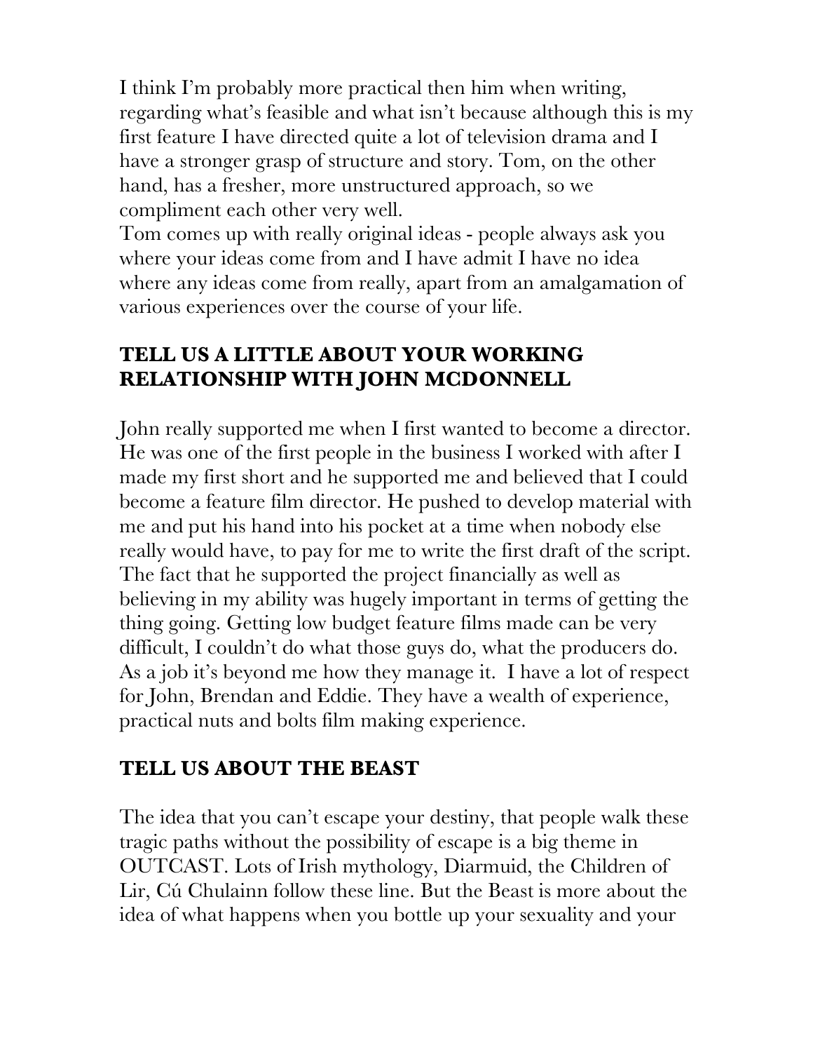I think I'm probably more practical then him when writing, regarding what's feasible and what isn't because although this is my first feature I have directed quite a lot of television drama and I have a stronger grasp of structure and story. Tom, on the other hand, has a fresher, more unstructured approach, so we compliment each other very well.
Tom comes up with really original ideas - people always ask you where your ideas come from and I have admit I have no idea where any ideas come from really, apart from an amalgamation of various experiences over the course of your life.

## TELL US A LITTLE ABOUT YOUR WORKING RELATIONSHIP WITH JOHN MCDONNELL

John really supported me when I first wanted to become a director. He was one of the first people in the business I worked with after I made my first short and he supported me and believed that I could become a feature film director. He pushed to develop material with me and put his hand into his pocket at a time when nobody else really would have, to pay for me to write the first draft of the script. The fact that he supported the project financially as well as believing in my ability was hugely important in terms of getting the thing going. Getting low budget feature films made can be very difficult, I couldn't do what those guys do, what the producers do. As a job it's beyond me how they manage it. I have a lot of respect for John, Brendan and Eddie. They have a wealth of experience, practical nuts and bolts film making experience.

## TELL US ABOUT THE BEAST

The idea that you can't escape your destiny, that people walk these tragic paths without the possibility of escape is a big theme in OUTCAST. Lots of Irish mythology, Diarmuid, the Children of Lir, Cú Chulainn follow these line. But the Beast is more about the idea of what happens when you bottle up your sexuality and your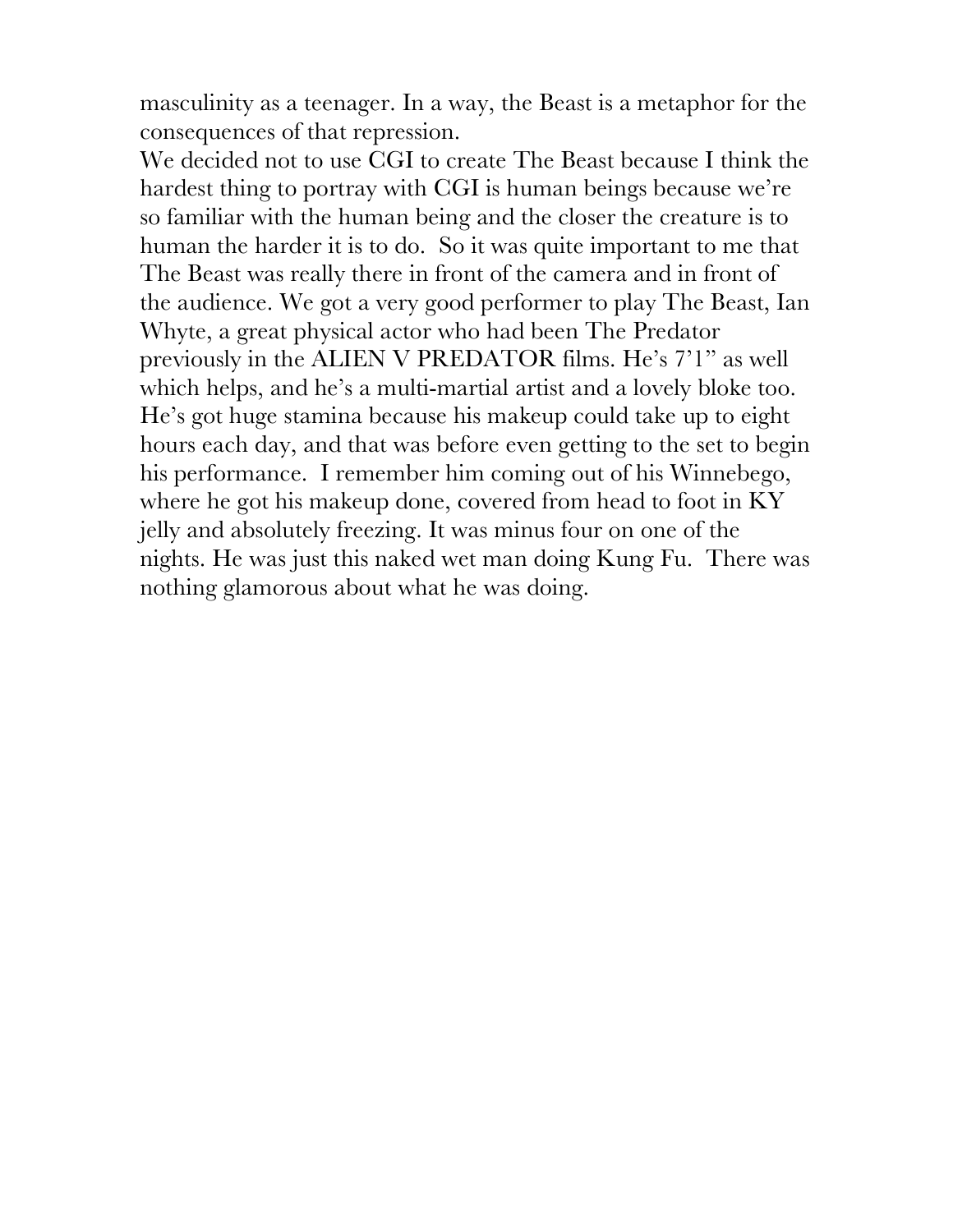masculinity as a teenager. In a way, the Beast is a metaphor for the consequences of that repression.

We decided not to use CGI to create The Beast because I think the hardest thing to portray with CGI is human beings because we're so familiar with the human being and the closer the creature is to human the harder it is to do.  So it was quite important to me that The Beast was really there in front of the camera and in front of the audience. We got a very good performer to play The Beast, Ian Whyte, a great physical actor who had been The Predator previously in the ALIEN V PREDATOR films. He's 7'1" as well which helps, and he's a multi-martial artist and a lovely bloke too. He's got huge stamina because his makeup could take up to eight hours each day, and that was before even getting to the set to begin his performance.  I remember him coming out of his Winnebego, where he got his makeup done, covered from head to foot in KY jelly and absolutely freezing. It was minus four on one of the nights. He was just this naked wet man doing Kung Fu.  There was nothing glamorous about what he was doing.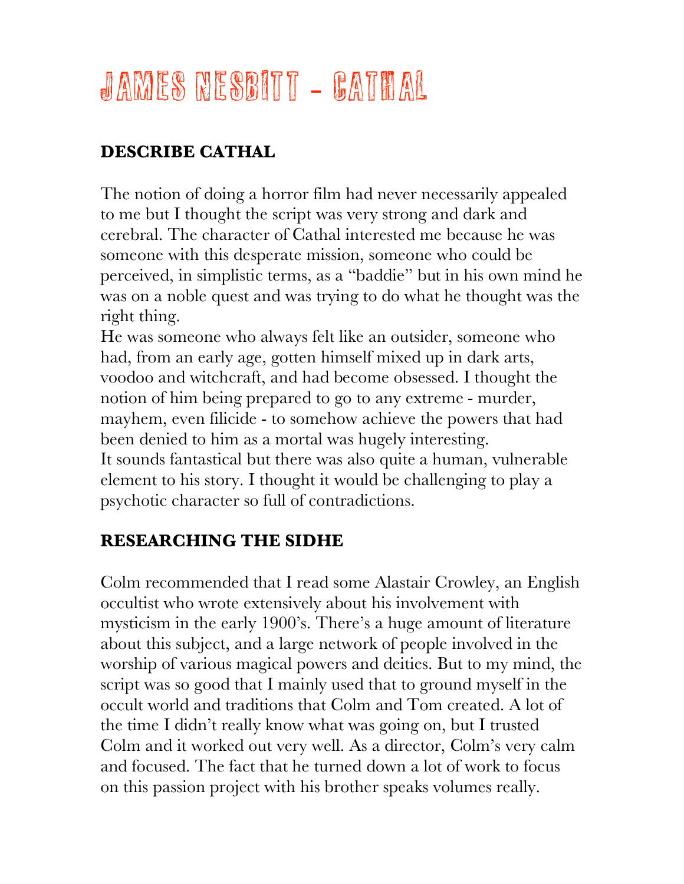# JAMES NESBITT - CATHAL

## DESCRIBE CATHAL

The notion of doing a horror film had never necessarily appealed to me but I thought the script was very strong and dark and cerebral. The character of Cathal interested me because he was someone with this desperate mission, someone who could be perceived, in simplistic terms, as a "baddie" but in his own mind he was on a noble quest and was trying to do what he thought was the right thing.

He was someone who always felt like an outsider, someone who had, from an early age, gotten himself mixed up in dark arts, voodoo and witchcraft, and had become obsessed. I thought the notion of him being prepared to go to any extreme - murder, mayhem, even filicide - to somehow achieve the powers that had been denied to him as a mortal was hugely interesting.

It sounds fantastical but there was also quite a human, vulnerable element to his story. I thought it would be challenging to play a psychotic character so full of contradictions.

## RESEARCHING THE SIDHE

Colm recommended that I read some Alastair Crowley, an English occultist who wrote extensively about his involvement with mysticism in the early 1900's. There's a huge amount of literature about this subject, and a large network of people involved in the worship of various magical powers and deities. But to my mind, the script was so good that I mainly used that to ground myself in the occult world and traditions that Colm and Tom created. A lot of the time I didn't really know what was going on, but I trusted Colm and it worked out very well. As a director, Colm's very calm and focused. The fact that he turned down a lot of work to focus on this passion project with his brother speaks volumes really.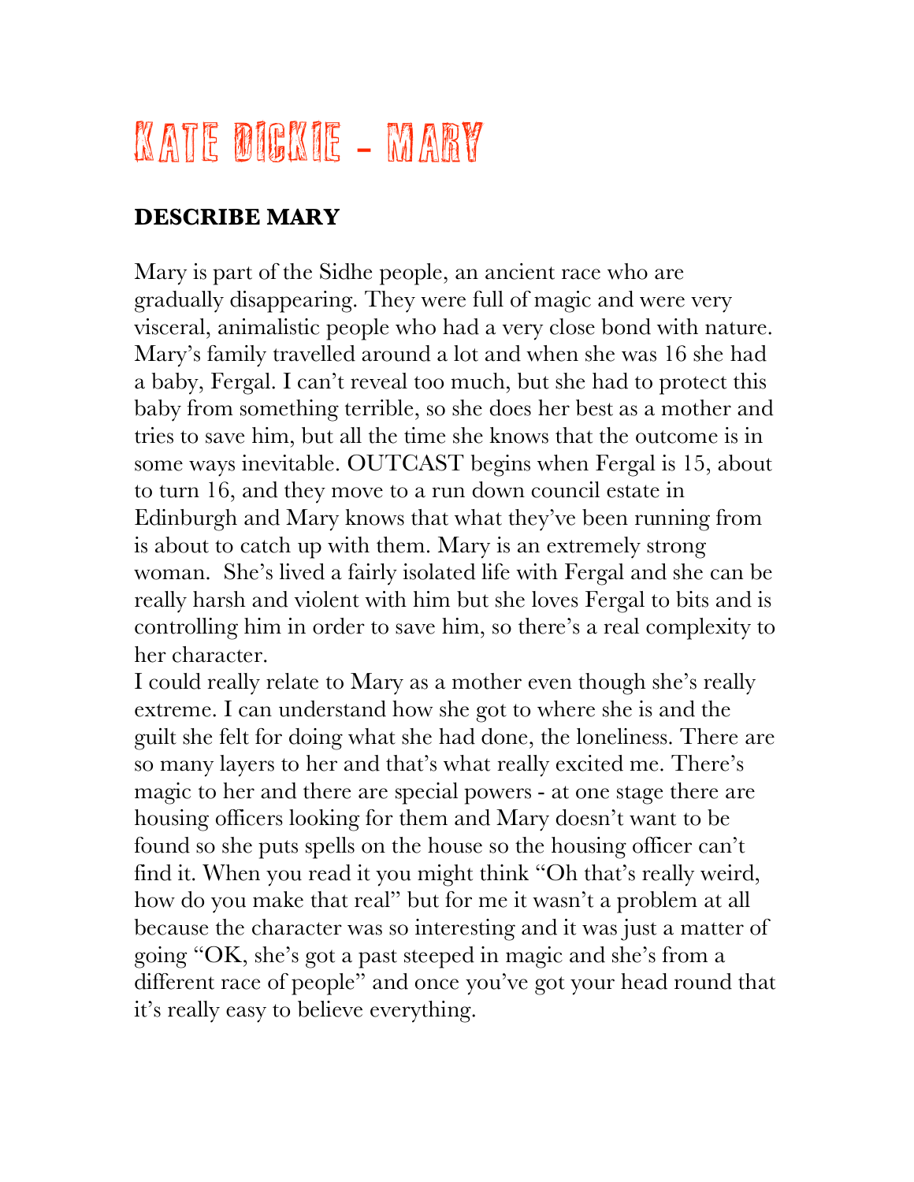# KATE DICKIE - MARY

## DESCRIBE MARY

Mary is part of the Sidhe people, an ancient race who are gradually disappearing. They were full of magic and were very visceral, animalistic people who had a very close bond with nature. Mary's family travelled around a lot and when she was 16 she had a baby, Fergal. I can't reveal too much, but she had to protect this baby from something terrible, so she does her best as a mother and tries to save him, but all the time she knows that the outcome is in some ways inevitable. OUTCAST begins when Fergal is 15, about to turn 16, and they move to a run down council estate in Edinburgh and Mary knows that what they've been running from is about to catch up with them. Mary is an extremely strong woman. She's lived a fairly isolated life with Fergal and she can be really harsh and violent with him but she loves Fergal to bits and is controlling him in order to save him, so there's a real complexity to her character.

I could really relate to Mary as a mother even though she's really extreme. I can understand how she got to where she is and the guilt she felt for doing what she had done, the loneliness. There are so many layers to her and that's what really excited me. There's magic to her and there are special powers - at one stage there are housing officers looking for them and Mary doesn't want to be found so she puts spells on the house so the housing officer can't find it. When you read it you might think "Oh that's really weird, how do you make that real" but for me it wasn't a problem at all because the character was so interesting and it was just a matter of going "OK, she's got a past steeped in magic and she's from a different race of people" and once you've got your head round that it's really easy to believe everything.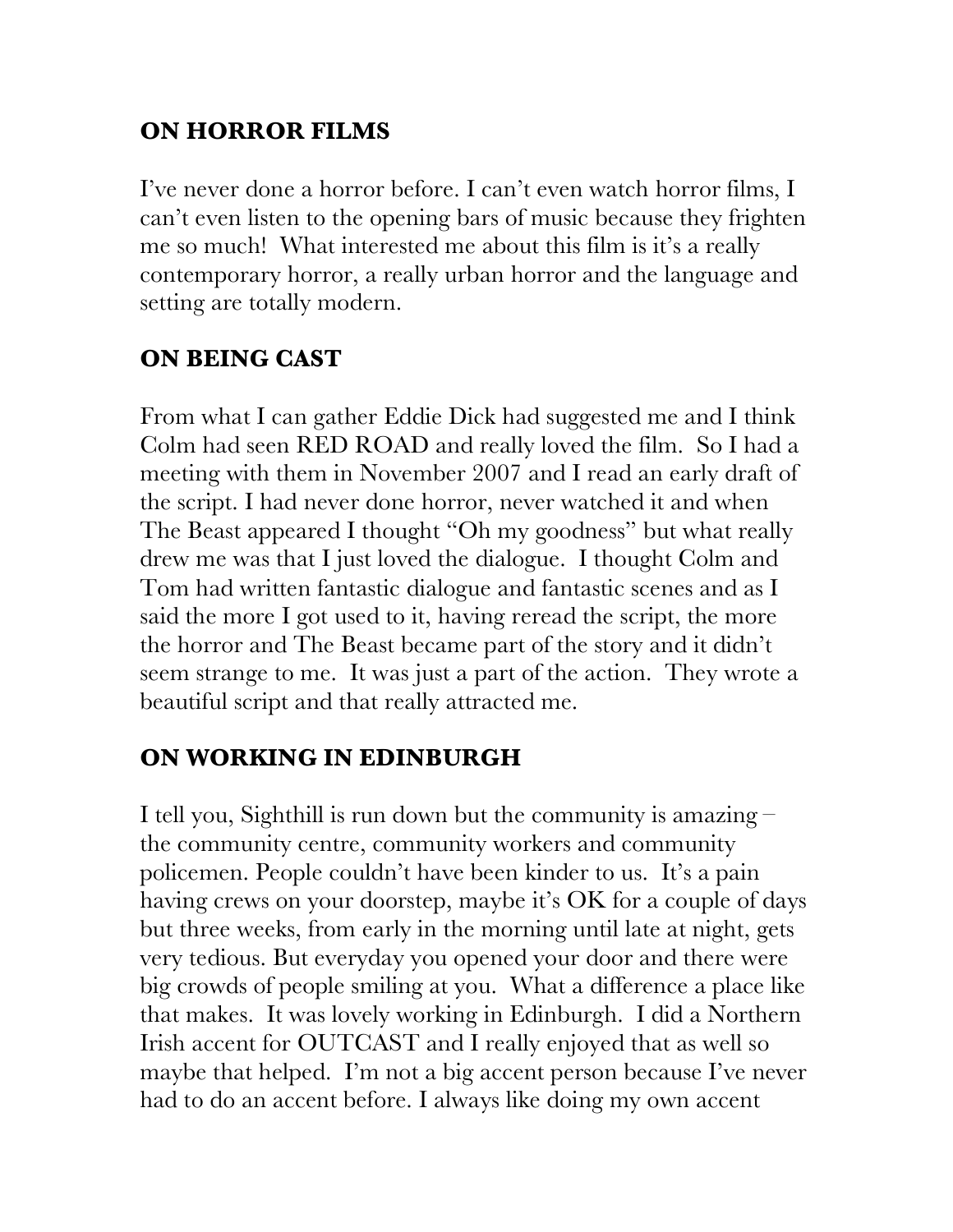## ON HORROR FILMS

I've never done a horror before. I can't even watch horror films, I can't even listen to the opening bars of music because they frighten me so much! What interested me about this film is it's a really contemporary horror, a really urban horror and the language and setting are totally modern.

## ON BEING CAST

From what I can gather Eddie Dick had suggested me and I think Colm had seen RED ROAD and really loved the film. So I had a meeting with them in November 2007 and I read an early draft of the script. I had never done horror, never watched it and when The Beast appeared I thought "Oh my goodness" but what really drew me was that I just loved the dialogue. I thought Colm and Tom had written fantastic dialogue and fantastic scenes and as I said the more I got used to it, having reread the script, the more the horror and The Beast became part of the story and it didn't seem strange to me. It was just a part of the action. They wrote a beautiful script and that really attracted me.

## ON WORKING IN EDINBURGH

I tell you, Sighthill is run down but the community is amazing – the community centre, community workers and community policemen. People couldn't have been kinder to us. It's a pain having crews on your doorstep, maybe it's OK for a couple of days but three weeks, from early in the morning until late at night, gets very tedious. But everyday you opened your door and there were big crowds of people smiling at you. What a difference a place like that makes. It was lovely working in Edinburgh. I did a Northern Irish accent for OUTCAST and I really enjoyed that as well so maybe that helped. I'm not a big accent person because I've never had to do an accent before. I always like doing my own accent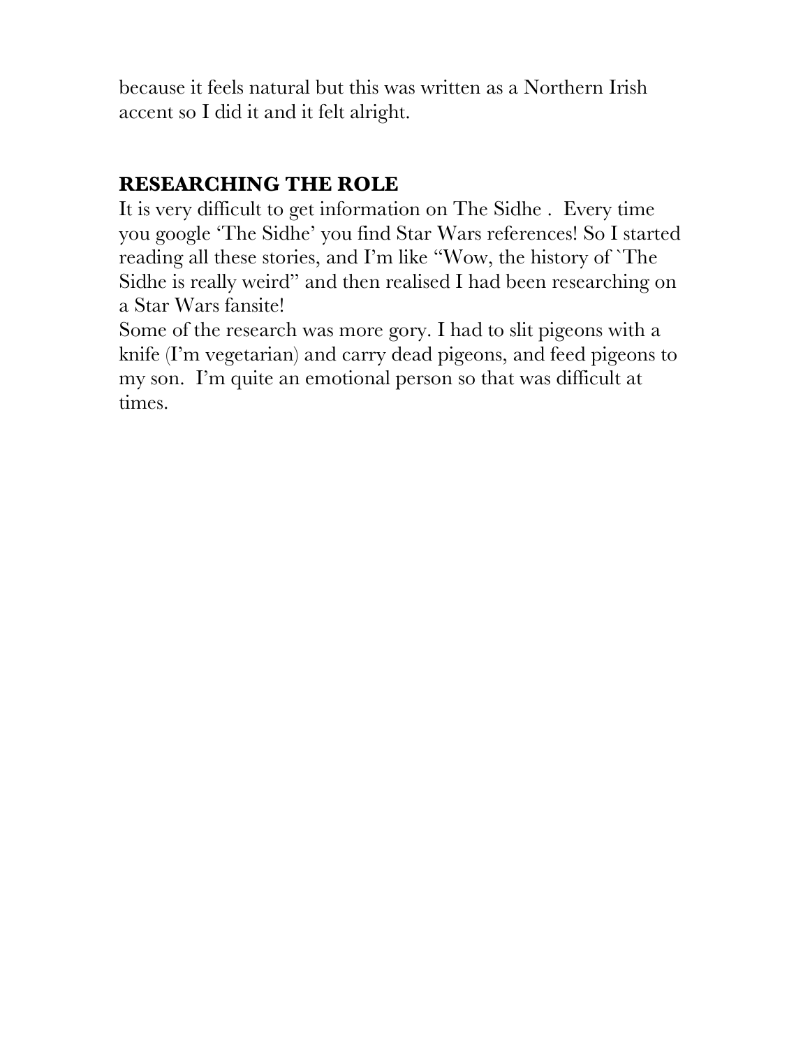because it feels natural but this was written as a Northern Irish accent so I did it and it felt alright.

## RESEARCHING THE ROLE

It is very difficult to get information on The Sidhe . Every time you google 'The Sidhe' you find Star Wars references! So I started reading all these stories, and I'm like "Wow, the history of `The Sidhe is really weird" and then realised I had been researching on a Star Wars fansite!

Some of the research was more gory. I had to slit pigeons with a knife (I'm vegetarian) and carry dead pigeons, and feed pigeons to my son. I'm quite an emotional person so that was difficult at times.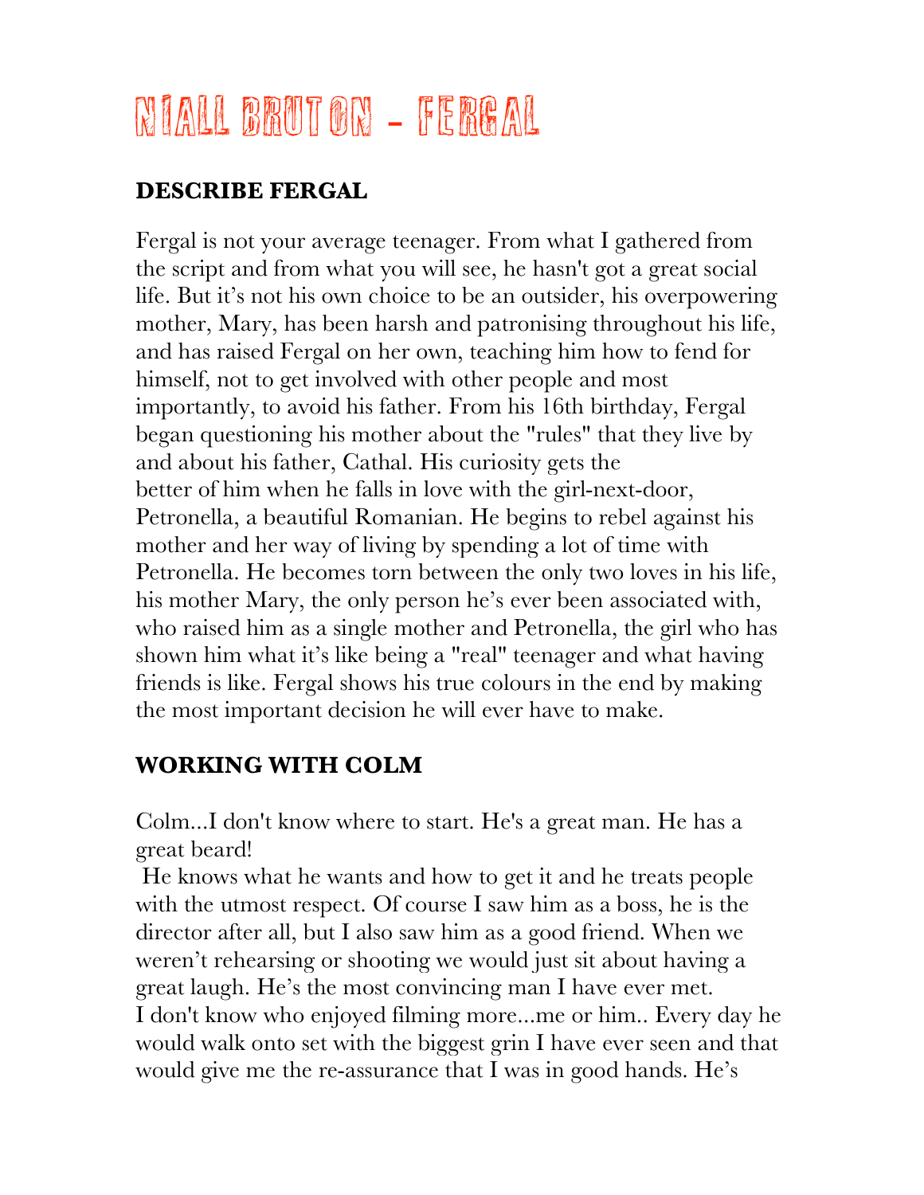# NIALL BRUTON - FERGAL

## DESCRIBE FERGAL

Fergal is not your average teenager. From what I gathered from the script and from what you will see, he hasn't got a great social life. But it's not his own choice to be an outsider, his overpowering mother, Mary, has been harsh and patronising throughout his life, and has raised Fergal on her own, teaching him how to fend for himself, not to get involved with other people and most importantly, to avoid his father. From his 16th birthday, Fergal began questioning his mother about the "rules" that they live by and about his father, Cathal. His curiosity gets the better of him when he falls in love with the girl-next-door, Petronella, a beautiful Romanian. He begins to rebel against his mother and her way of living by spending a lot of time with Petronella. He becomes torn between the only two loves in his life, his mother Mary, the only person he's ever been associated with, who raised him as a single mother and Petronella, the girl who has shown him what it's like being a "real" teenager and what having friends is like. Fergal shows his true colours in the end by making the most important decision he will ever have to make.

## WORKING WITH COLM

Colm...I don't know where to start. He's a great man. He has a great beard!

He knows what he wants and how to get it and he treats people with the utmost respect. Of course I saw him as a boss, he is the director after all, but I also saw him as a good friend. When we weren't rehearsing or shooting we would just sit about having a great laugh. He's the most convincing man I have ever met. I don't know who enjoyed filming more...me or him.. Every day he would walk onto set with the biggest grin I have ever seen and that would give me the re-assurance that I was in good hands. He's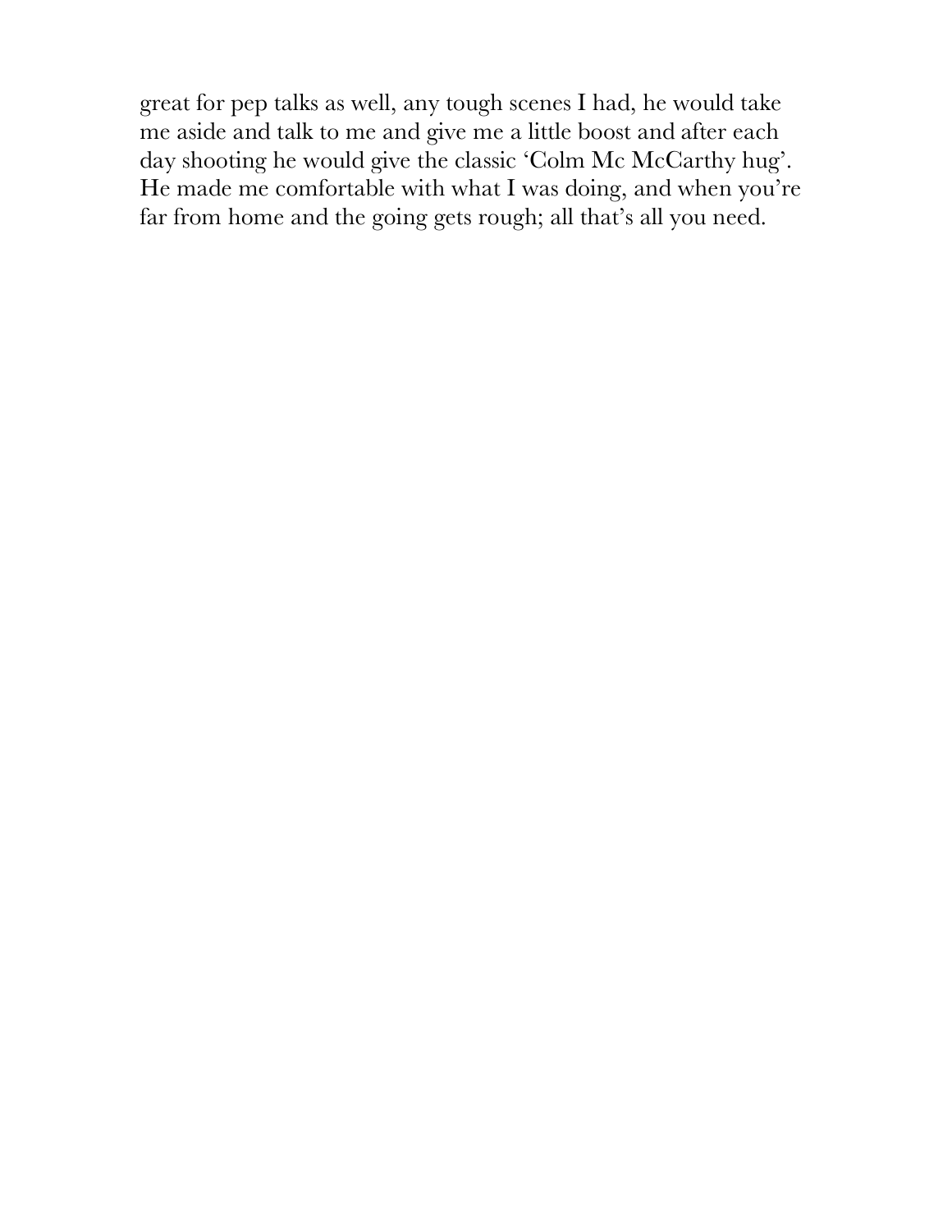great for pep talks as well, any tough scenes I had, he would take me aside and talk to me and give me a little boost and after each day shooting he would give the classic 'Colm Mc McCarthy hug'. He made me comfortable with what I was doing, and when you're far from home and the going gets rough; all that's all you need.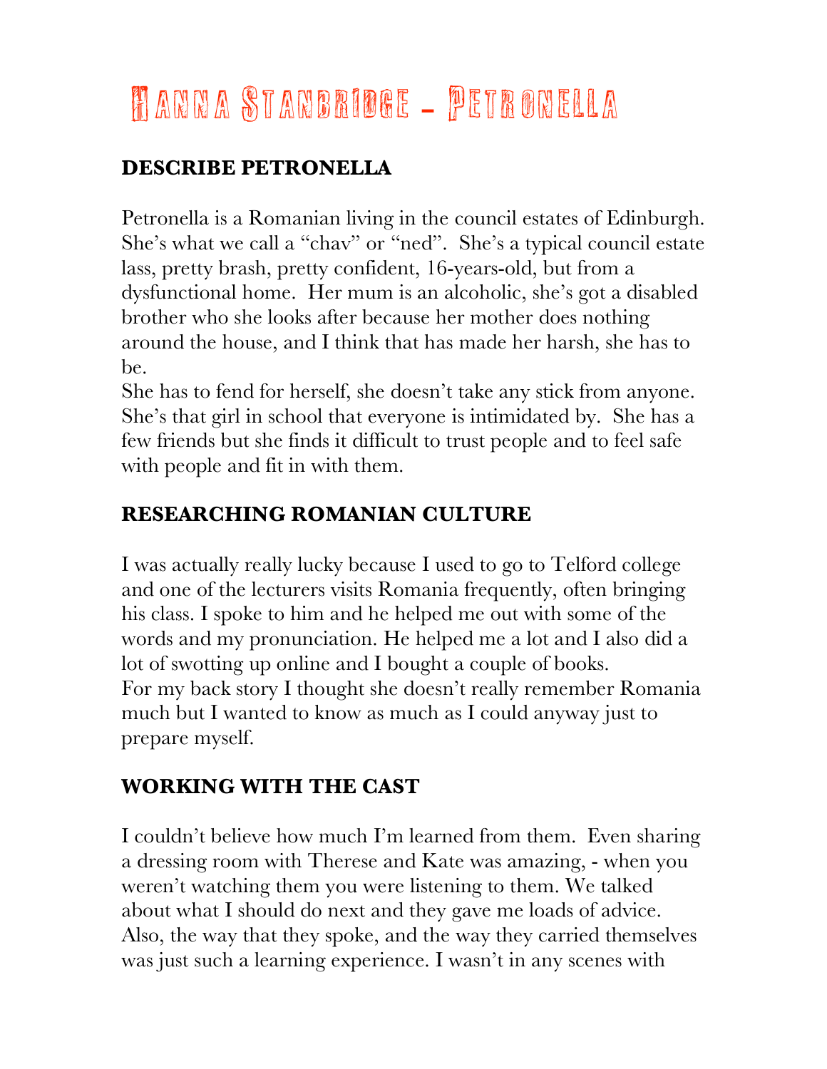# Hanna Stanbridge – Petronella

## DESCRIBE PETRONELLA

Petronella is a Romanian living in the council estates of Edinburgh. She's what we call a "chav" or "ned". She's a typical council estate lass, pretty brash, pretty confident, 16-years-old, but from a dysfunctional home. Her mum is an alcoholic, she's got a disabled brother who she looks after because her mother does nothing around the house, and I think that has made her harsh, she has to be.
She has to fend for herself, she doesn't take any stick from anyone. She's that girl in school that everyone is intimidated by. She has a few friends but she finds it difficult to trust people and to feel safe with people and fit in with them.

## RESEARCHING ROMANIAN CULTURE

I was actually really lucky because I used to go to Telford college and one of the lecturers visits Romania frequently, often bringing his class. I spoke to him and he helped me out with some of the words and my pronunciation. He helped me a lot and I also did a lot of swotting up online and I bought a couple of books.
For my back story I thought she doesn't really remember Romania much but I wanted to know as much as I could anyway just to prepare myself.

## WORKING WITH THE CAST

I couldn't believe how much I'm learned from them. Even sharing a dressing room with Therese and Kate was amazing, - when you weren't watching them you were listening to them. We talked about what I should do next and they gave me loads of advice. Also, the way that they spoke, and the way they carried themselves was just such a learning experience. I wasn't in any scenes with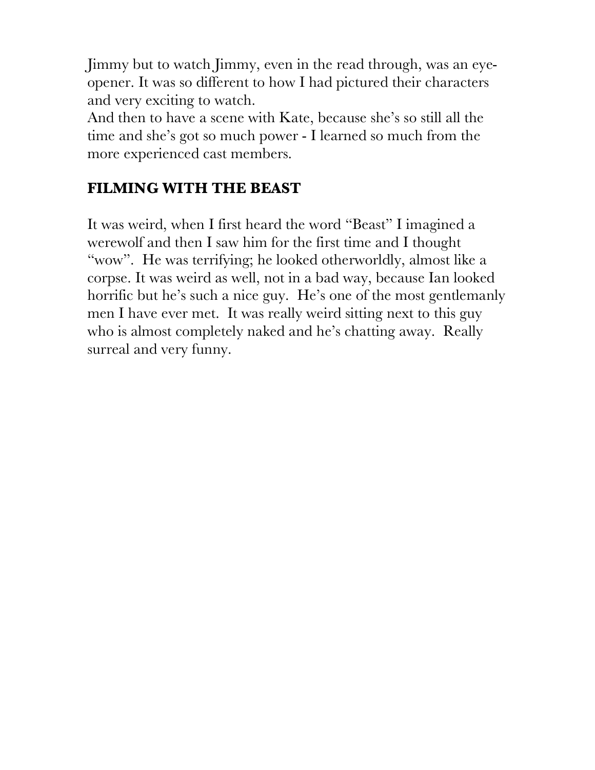Jimmy but to watch Jimmy, even in the read through, was an eye-opener. It was so different to how I had pictured their characters and very exciting to watch.

And then to have a scene with Kate, because she's so still all the time and she's got so much power - I learned so much from the more experienced cast members.

## FILMING WITH THE BEAST

It was weird, when I first heard the word "Beast" I imagined a werewolf and then I saw him for the first time and I thought "wow". He was terrifying; he looked otherworldly, almost like a corpse. It was weird as well, not in a bad way, because Ian looked horrific but he's such a nice guy. He's one of the most gentlemanly men I have ever met. It was really weird sitting next to this guy who is almost completely naked and he's chatting away. Really surreal and very funny.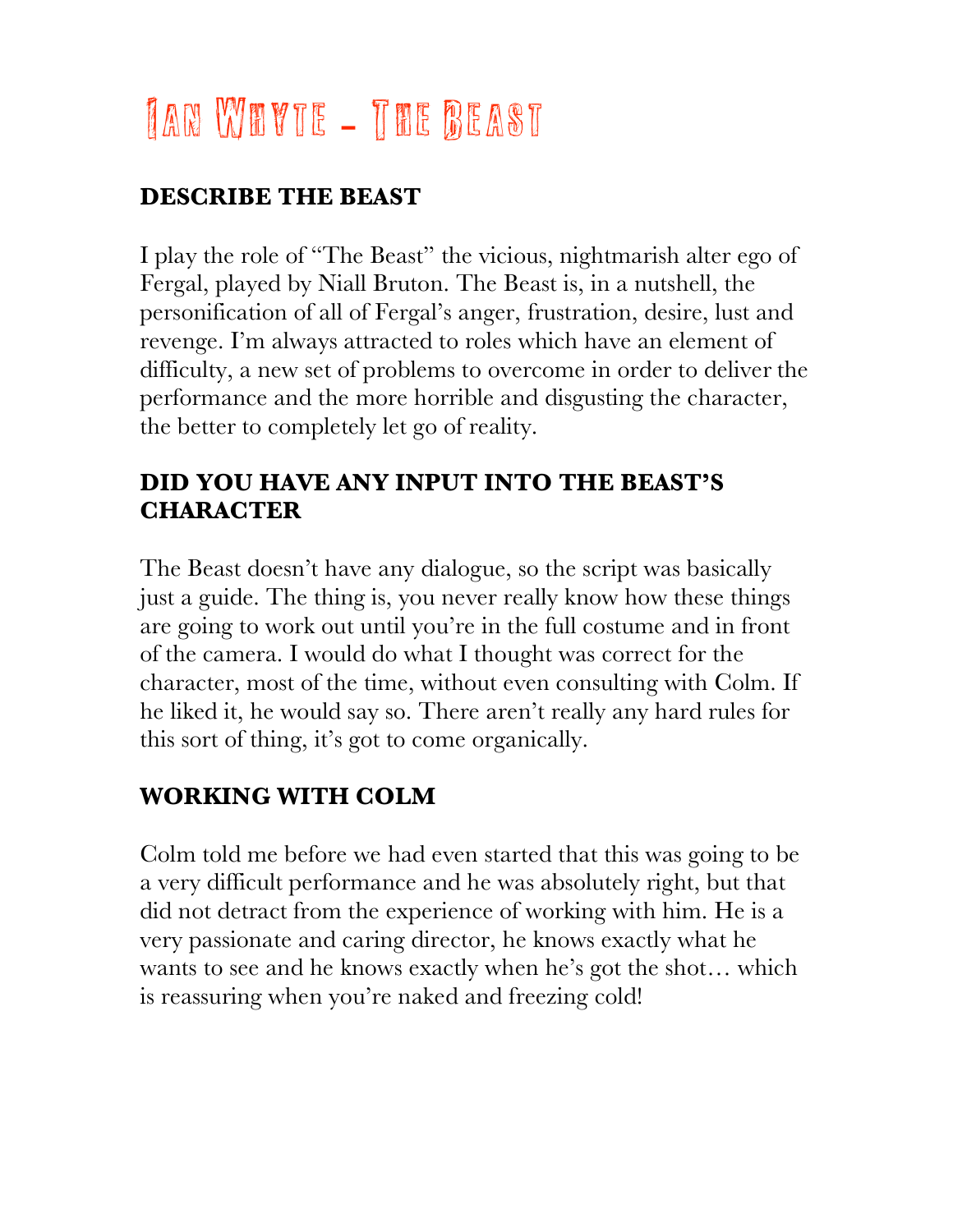# Ian Whyte – The Beast

## DESCRIBE THE BEAST

I play the role of "The Beast" the vicious, nightmarish alter ego of Fergal, played by Niall Bruton. The Beast is, in a nutshell, the personification of all of Fergal's anger, frustration, desire, lust and revenge. I'm always attracted to roles which have an element of difficulty, a new set of problems to overcome in order to deliver the performance and the more horrible and disgusting the character, the better to completely let go of reality.

## DID YOU HAVE ANY INPUT INTO THE BEAST'S CHARACTER

The Beast doesn't have any dialogue, so the script was basically just a guide. The thing is, you never really know how these things are going to work out until you're in the full costume and in front of the camera. I would do what I thought was correct for the character, most of the time, without even consulting with Colm. If he liked it, he would say so. There aren't really any hard rules for this sort of thing, it's got to come organically.

## WORKING WITH COLM

Colm told me before we had even started that this was going to be a very difficult performance and he was absolutely right, but that did not detract from the experience of working with him. He is a very passionate and caring director, he knows exactly what he wants to see and he knows exactly when he's got the shot… which is reassuring when you're naked and freezing cold!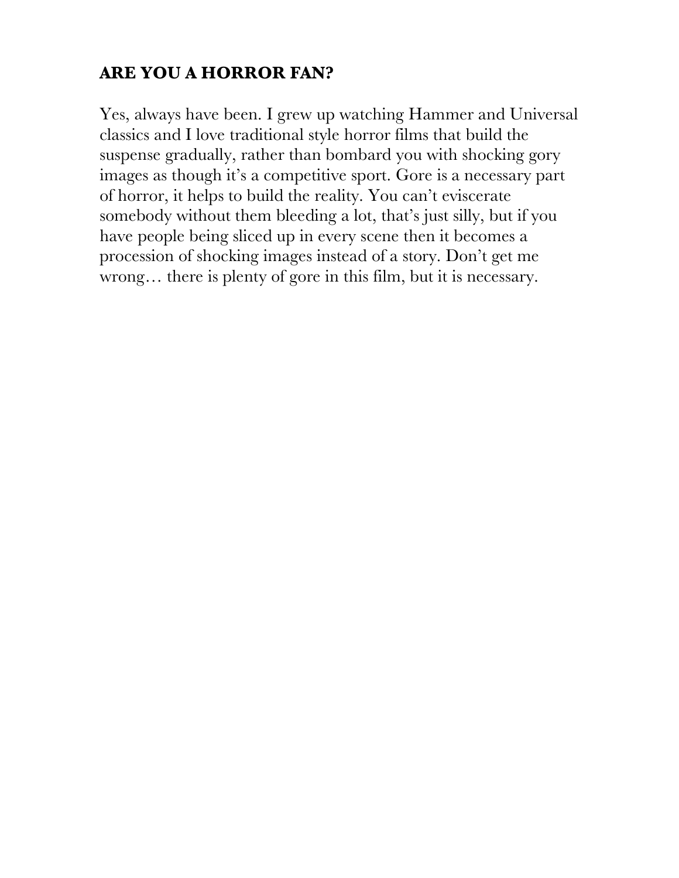## ARE YOU A HORROR FAN?

Yes, always have been. I grew up watching Hammer and Universal classics and I love traditional style horror films that build the suspense gradually, rather than bombard you with shocking gory images as though it's a competitive sport. Gore is a necessary part of horror, it helps to build the reality. You can't eviscerate somebody without them bleeding a lot, that's just silly, but if you have people being sliced up in every scene then it becomes a procession of shocking images instead of a story. Don't get me wrong… there is plenty of gore in this film, but it is necessary.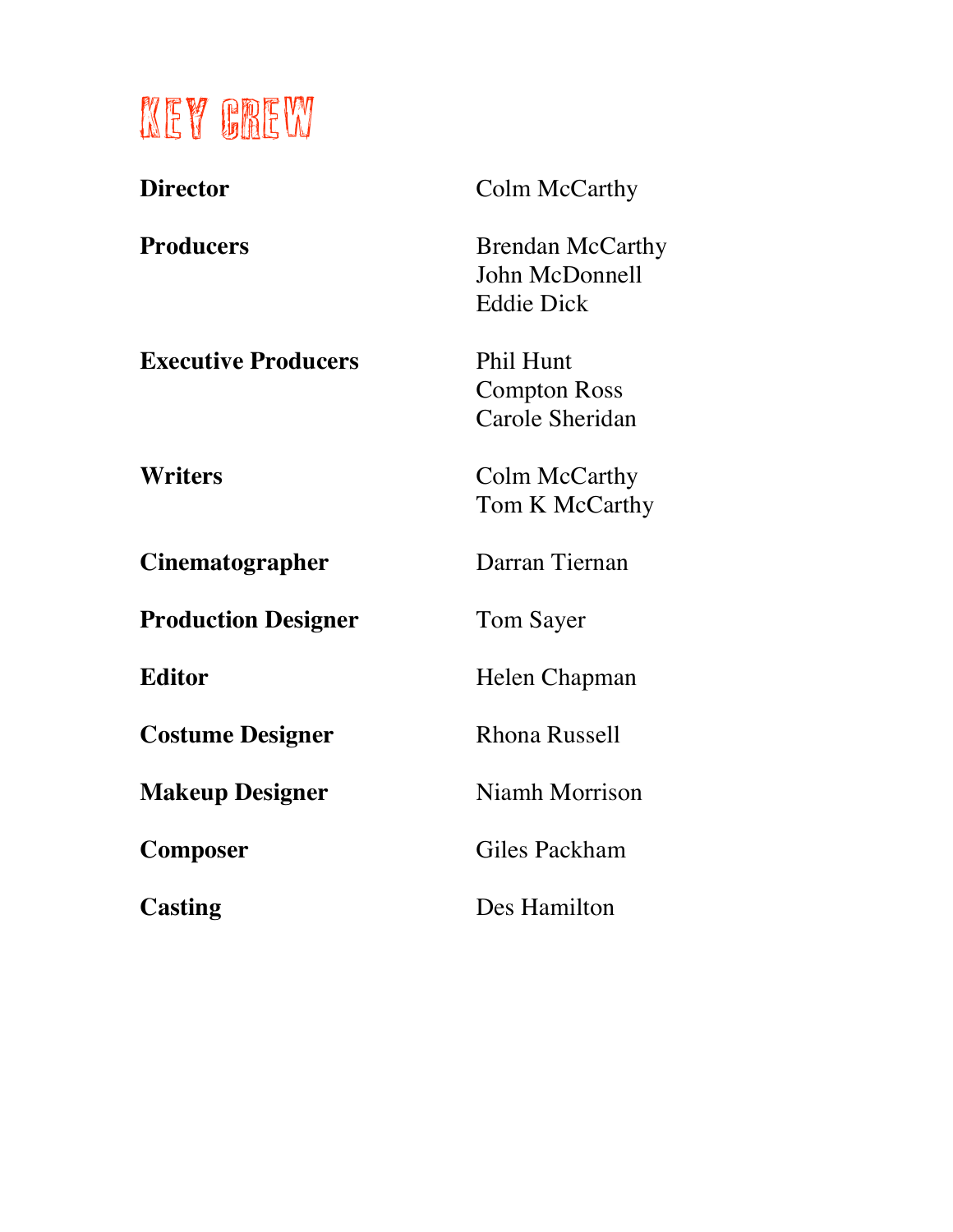# KEY CREW

| | |
|---|---|
| **Director** | Colm McCarthy |
| **Producers** | Brendan McCarthy<br>John McDonnell<br>Eddie Dick |
| **Executive Producers** | Phil Hunt<br>Compton Ross<br>Carole Sheridan |
| **Writers** | Colm McCarthy<br>Tom K McCarthy |
| **Cinematographer** | Darran Tiernan |
| **Production Designer** | Tom Sayer |
| **Editor** | Helen Chapman |
| **Costume Designer** | Rhona Russell |
| **Makeup Designer** | Niamh Morrison |
| **Composer** | Giles Packham |
| **Casting** | Des Hamilton |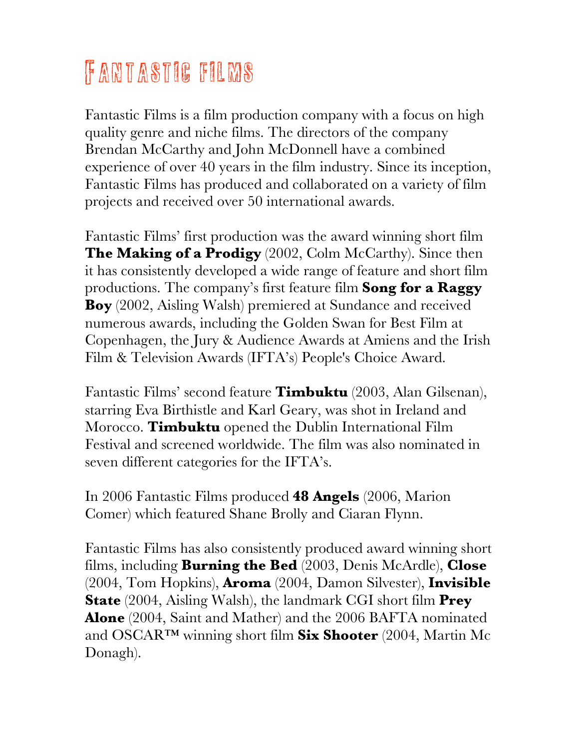# Fantastic Films

Fantastic Films is a film production company with a focus on high quality genre and niche films. The directors of the company Brendan McCarthy and John McDonnell have a combined experience of over 40 years in the film industry. Since its inception, Fantastic Films has produced and collaborated on a variety of film projects and received over 50 international awards.

Fantastic Films' first production was the award winning short film **The Making of a Prodigy** (2002, Colm McCarthy). Since then it has consistently developed a wide range of feature and short film productions. The company's first feature film **Song for a Raggy Boy** (2002, Aisling Walsh) premiered at Sundance and received numerous awards, including the Golden Swan for Best Film at Copenhagen, the Jury & Audience Awards at Amiens and the Irish Film & Television Awards (IFTA's) People's Choice Award.

Fantastic Films' second feature **Timbuktu** (2003, Alan Gilsenan), starring Eva Birthistle and Karl Geary, was shot in Ireland and Morocco. **Timbuktu** opened the Dublin International Film Festival and screened worldwide. The film was also nominated in seven different categories for the IFTA's.

In 2006 Fantastic Films produced **48 Angels** (2006, Marion Comer) which featured Shane Brolly and Ciaran Flynn.

Fantastic Films has also consistently produced award winning short films, including **Burning the Bed** (2003, Denis McArdle), **Close** (2004, Tom Hopkins), **Aroma** (2004, Damon Silvester), **Invisible State** (2004, Aisling Walsh), the landmark CGI short film **Prey Alone** (2004, Saint and Mather) and the 2006 BAFTA nominated and OSCAR™ winning short film **Six Shooter** (2004, Martin Mc Donagh).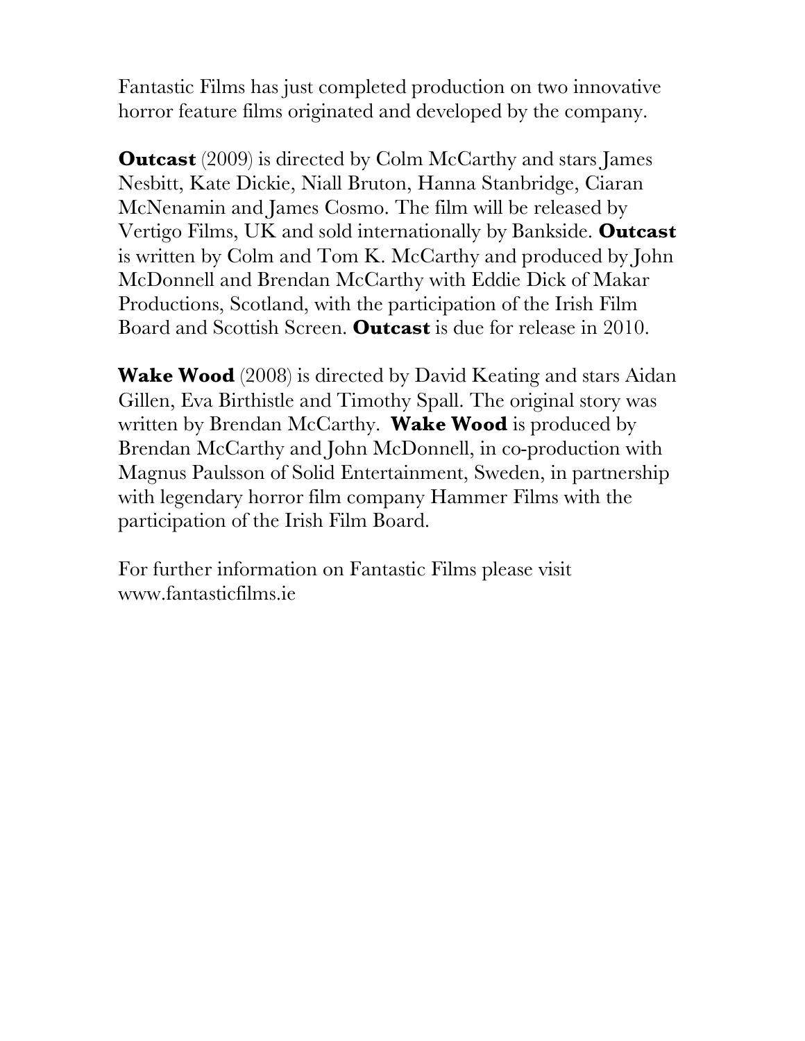Fantastic Films has just completed production on two innovative horror feature films originated and developed by the company.

**Outcast** (2009) is directed by Colm McCarthy and stars James Nesbitt, Kate Dickie, Niall Bruton, Hanna Stanbridge, Ciaran McNenamin and James Cosmo. The film will be released by Vertigo Films, UK and sold internationally by Bankside. **Outcast** is written by Colm and Tom K. McCarthy and produced by John McDonnell and Brendan McCarthy with Eddie Dick of Makar Productions, Scotland, with the participation of the Irish Film Board and Scottish Screen. **Outcast** is due for release in 2010.

**Wake Wood** (2008) is directed by David Keating and stars Aidan Gillen, Eva Birthistle and Timothy Spall. The original story was written by Brendan McCarthy. **Wake Wood** is produced by Brendan McCarthy and John McDonnell, in co-production with Magnus Paulsson of Solid Entertainment, Sweden, in partnership with legendary horror film company Hammer Films with the participation of the Irish Film Board.

For further information on Fantastic Films please visit www.fantasticfilms.ie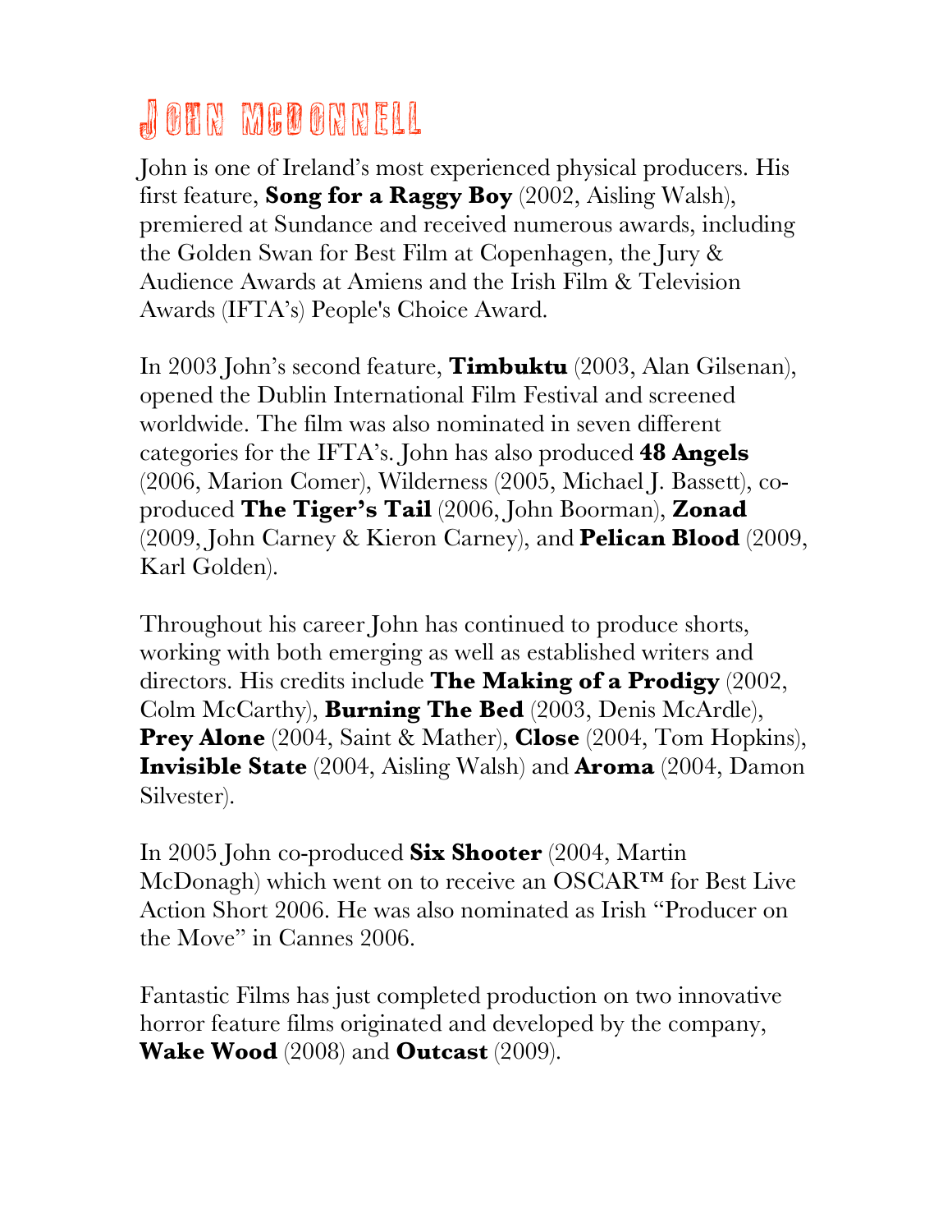# John McDonnell

John is one of Ireland's most experienced physical producers. His first feature, **Song for a Raggy Boy** (2002, Aisling Walsh), premiered at Sundance and received numerous awards, including the Golden Swan for Best Film at Copenhagen, the Jury & Audience Awards at Amiens and the Irish Film & Television Awards (IFTA's) People's Choice Award.

In 2003 John's second feature, **Timbuktu** (2003, Alan Gilsenan), opened the Dublin International Film Festival and screened worldwide. The film was also nominated in seven different categories for the IFTA's. John has also produced **48 Angels** (2006, Marion Comer), Wilderness (2005, Michael J. Bassett), co-produced **The Tiger's Tail** (2006, John Boorman), **Zonad** (2009, John Carney & Kieron Carney), and **Pelican Blood** (2009, Karl Golden).

Throughout his career John has continued to produce shorts, working with both emerging as well as established writers and directors. His credits include **The Making of a Prodigy** (2002, Colm McCarthy), **Burning The Bed** (2003, Denis McArdle), **Prey Alone** (2004, Saint & Mather), **Close** (2004, Tom Hopkins), **Invisible State** (2004, Aisling Walsh) and **Aroma** (2004, Damon Silvester).

In 2005 John co-produced **Six Shooter** (2004, Martin McDonagh) which went on to receive an OSCAR™ for Best Live Action Short 2006. He was also nominated as Irish "Producer on the Move" in Cannes 2006.

Fantastic Films has just completed production on two innovative horror feature films originated and developed by the company, **Wake Wood** (2008) and **Outcast** (2009).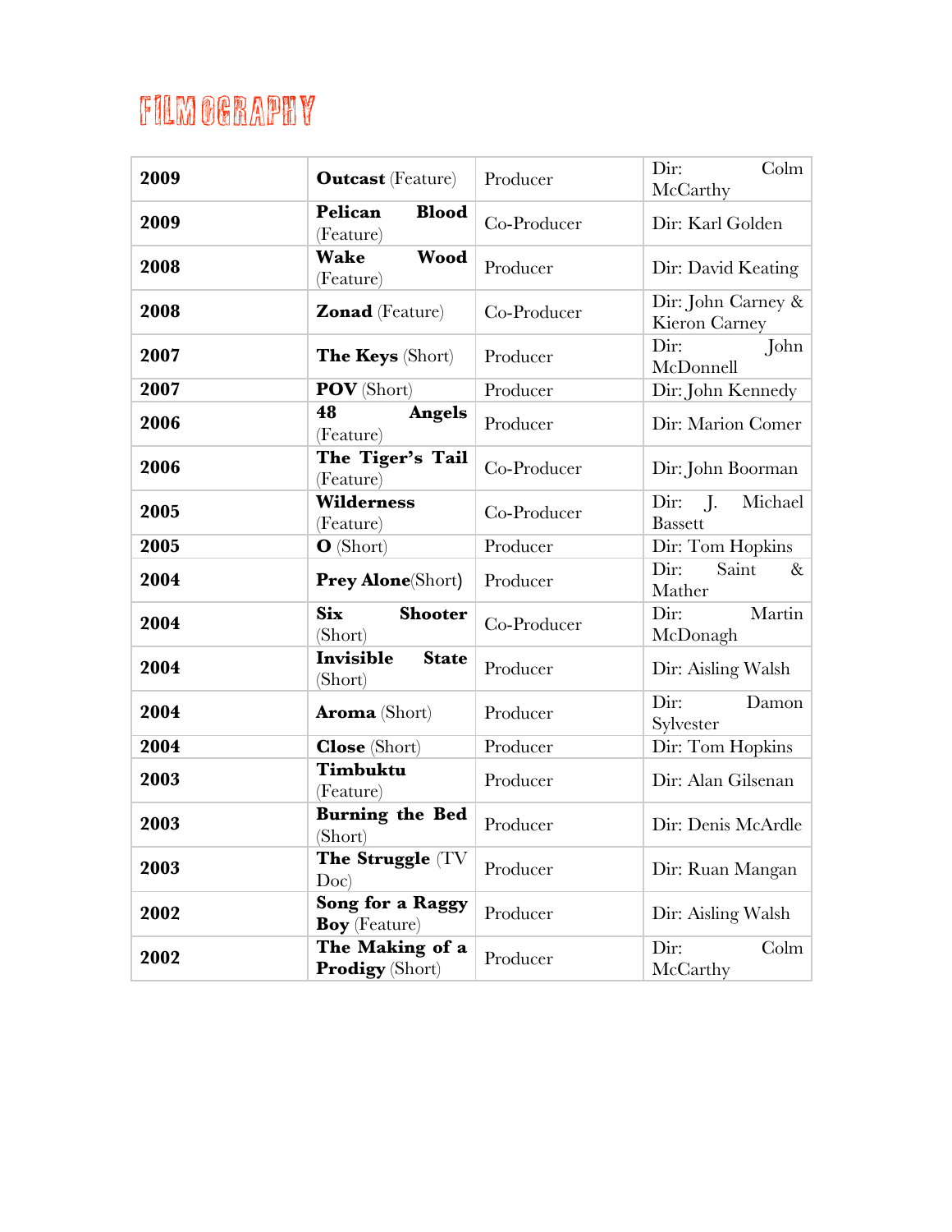# FILMOGRAPHY

| | | | |
|---|---|---|---|
| **2009** | **Outcast** (Feature) | Producer | Dir: Colm McCarthy |
| **2009** | **Pelican Blood** (Feature) | Co-Producer | Dir: Karl Golden |
| **2008** | **Wake Wood** (Feature) | Producer | Dir: David Keating |
| **2008** | **Zonad** (Feature) | Co-Producer | Dir: John Carney & Kieron Carney |
| **2007** | **The Keys** (Short) | Producer | Dir: John McDonnell |
| **2007** | **POV** (Short) | Producer | Dir: John Kennedy |
| **2006** | **48 Angels** (Feature) | Producer | Dir: Marion Comer |
| **2006** | **The Tiger's Tail** (Feature) | Co-Producer | Dir: John Boorman |
| **2005** | **Wilderness** (Feature) | Co-Producer | Dir: J. Michael Bassett |
| **2005** | **O** (Short) | Producer | Dir: Tom Hopkins |
| **2004** | **Prey Alone**(Short) | Producer | Dir: Saint & Mather |
| **2004** | **Six Shooter** (Short) | Co-Producer | Dir: Martin McDonagh |
| **2004** | **Invisible State** (Short) | Producer | Dir: Aisling Walsh |
| **2004** | **Aroma** (Short) | Producer | Dir: Damon Sylvester |
| **2004** | **Close** (Short) | Producer | Dir: Tom Hopkins |
| **2003** | **Timbuktu** (Feature) | Producer | Dir: Alan Gilsenan |
| **2003** | **Burning the Bed** (Short) | Producer | Dir: Denis McArdle |
| **2003** | **The Struggle** (TV Doc) | Producer | Dir: Ruan Mangan |
| **2002** | **Song for a Raggy Boy** (Feature) | Producer | Dir: Aisling Walsh |
| **2002** | **The Making of a Prodigy** (Short) | Producer | Dir: Colm McCarthy |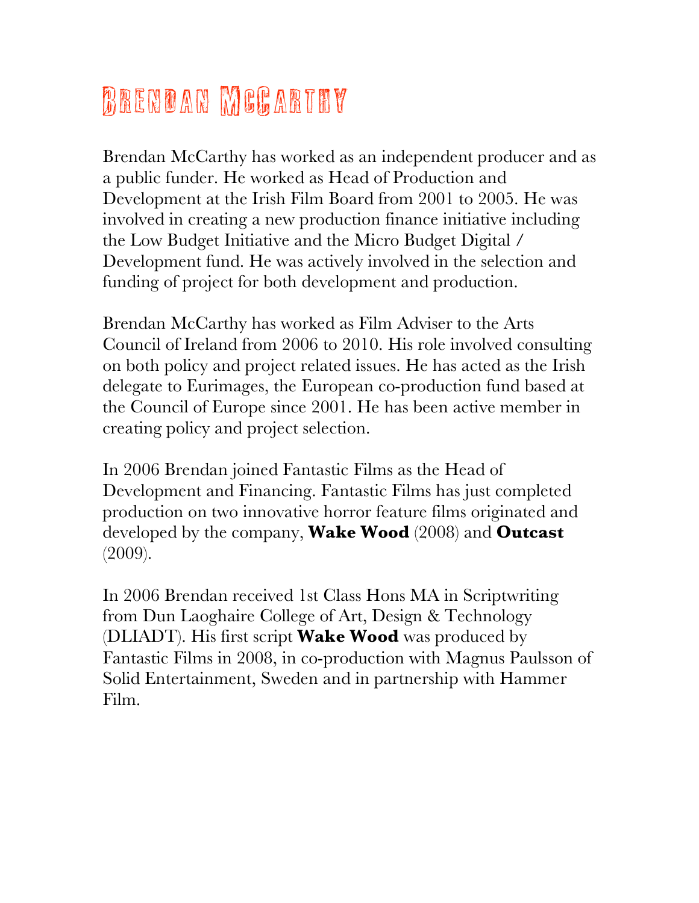# Brendan McCarthy

Brendan McCarthy has worked as an independent producer and as a public funder. He worked as Head of Production and Development at the Irish Film Board from 2001 to 2005. He was involved in creating a new production finance initiative including the Low Budget Initiative and the Micro Budget Digital / Development fund. He was actively involved in the selection and funding of project for both development and production.

Brendan McCarthy has worked as Film Adviser to the Arts Council of Ireland from 2006 to 2010. His role involved consulting on both policy and project related issues. He has acted as the Irish delegate to Eurimages, the European co-production fund based at the Council of Europe since 2001. He has been active member in creating policy and project selection.

In 2006 Brendan joined Fantastic Films as the Head of Development and Financing. Fantastic Films has just completed production on two innovative horror feature films originated and developed by the company, **Wake Wood** (2008) and **Outcast** (2009).

In 2006 Brendan received 1st Class Hons MA in Scriptwriting from Dun Laoghaire College of Art, Design & Technology (DLIADT). His first script **Wake Wood** was produced by Fantastic Films in 2008, in co-production with Magnus Paulsson of Solid Entertainment, Sweden and in partnership with Hammer Film.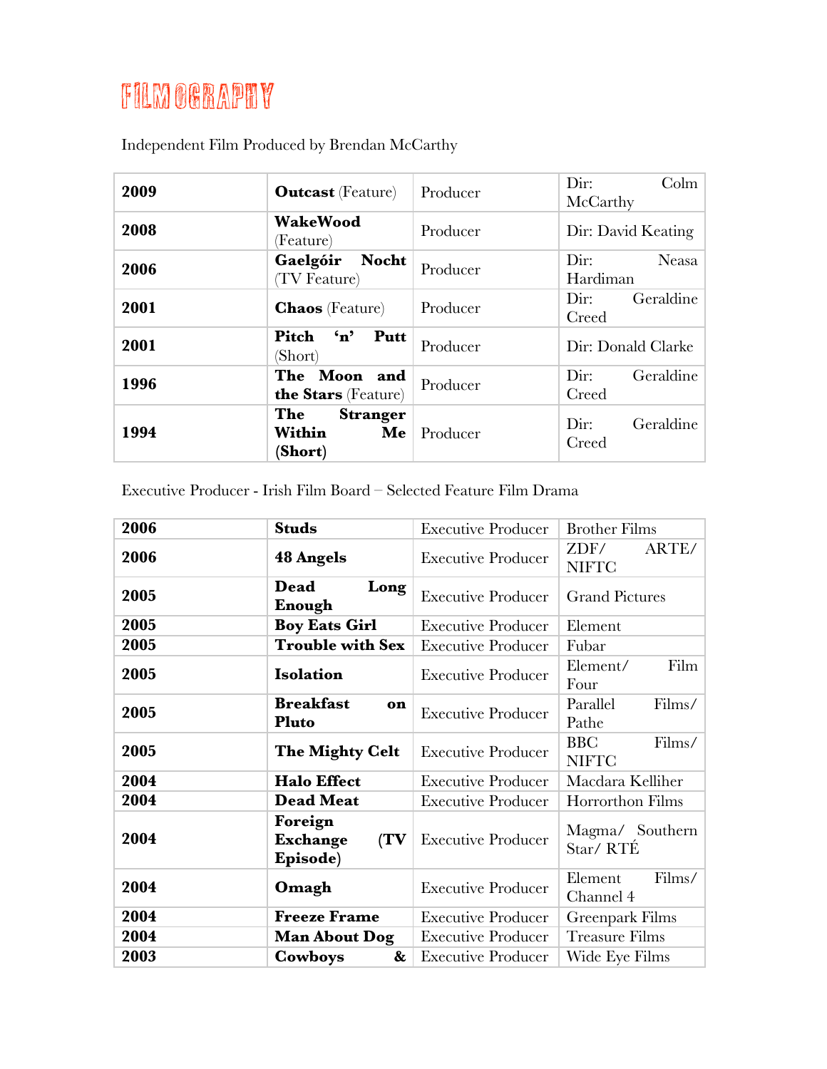# FILMOGRAPHY

Independent Film Produced by Brendan McCarthy

| | | | |
|---|---|---|---|
| **2009** | **Outcast** (Feature) | Producer | Dir: Colm McCarthy |
| **2008** | **WakeWood** (Feature) | Producer | Dir: David Keating |
| **2006** | **Gaelgóir Nocht** (TV Feature) | Producer | Dir: Neasa Hardiman |
| **2001** | **Chaos** (Feature) | Producer | Dir: Geraldine Creed |
| **2001** | **Pitch 'n' Putt** (Short) | Producer | Dir: Donald Clarke |
| **1996** | **The Moon and the Stars** (Feature) | Producer | Dir: Geraldine Creed |
| **1994** | **The Stranger Within Me (Short)** | Producer | Dir: Geraldine Creed |

Executive Producer - Irish Film Board – Selected Feature Film Drama

| | | | |
|---|---|---|---|
| **2006** | **Studs** | Executive Producer | Brother Films |
| **2006** | **48 Angels** | Executive Producer | ZDF/ ARTE/ NIFTC |
| **2005** | **Dead Long Enough** | Executive Producer | Grand Pictures |
| **2005** | **Boy Eats Girl** | Executive Producer | Element |
| **2005** | **Trouble with Sex** | Executive Producer | Fubar |
| **2005** | **Isolation** | Executive Producer | Element/ Film Four |
| **2005** | **Breakfast on Pluto** | Executive Producer | Parallel Films/ Pathe |
| **2005** | **The Mighty Celt** | Executive Producer | BBC Films/ NIFTC |
| **2004** | **Halo Effect** | Executive Producer | Macdara Kelliher |
| **2004** | **Dead Meat** | Executive Producer | Horrorthon Films |
| **2004** | **Foreign Exchange (TV Episode)** | Executive Producer | Magma/ Southern Star/ RTÉ |
| **2004** | **Omagh** | Executive Producer | Element Films/ Channel 4 |
| **2004** | **Freeze Frame** | Executive Producer | Greenpark Films |
| **2004** | **Man About Dog** | Executive Producer | Treasure Films |
| **2003** | **Cowboys &** | Executive Producer | Wide Eye Films |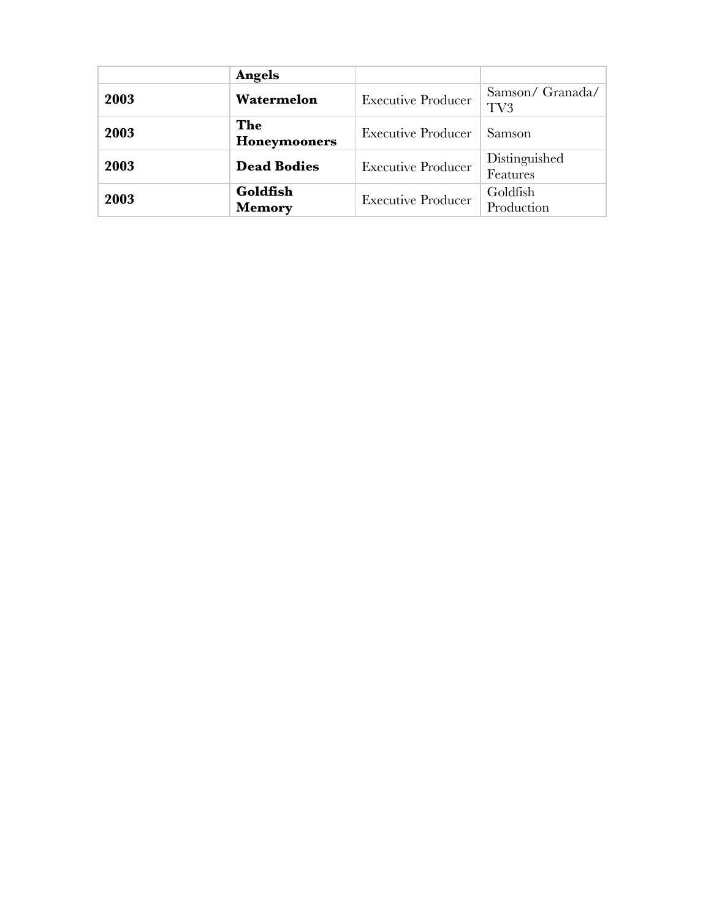| | | | |
|---|---|---|---|
| | **Angels** | | |
| **2003** | **Watermelon** | Executive Producer | Samson/ Granada/ TV3 |
| **2003** | **The Honeymooners** | Executive Producer | Samson |
| **2003** | **Dead Bodies** | Executive Producer | Distinguished Features |
| **2003** | **Goldfish Memory** | Executive Producer | Goldfish Production |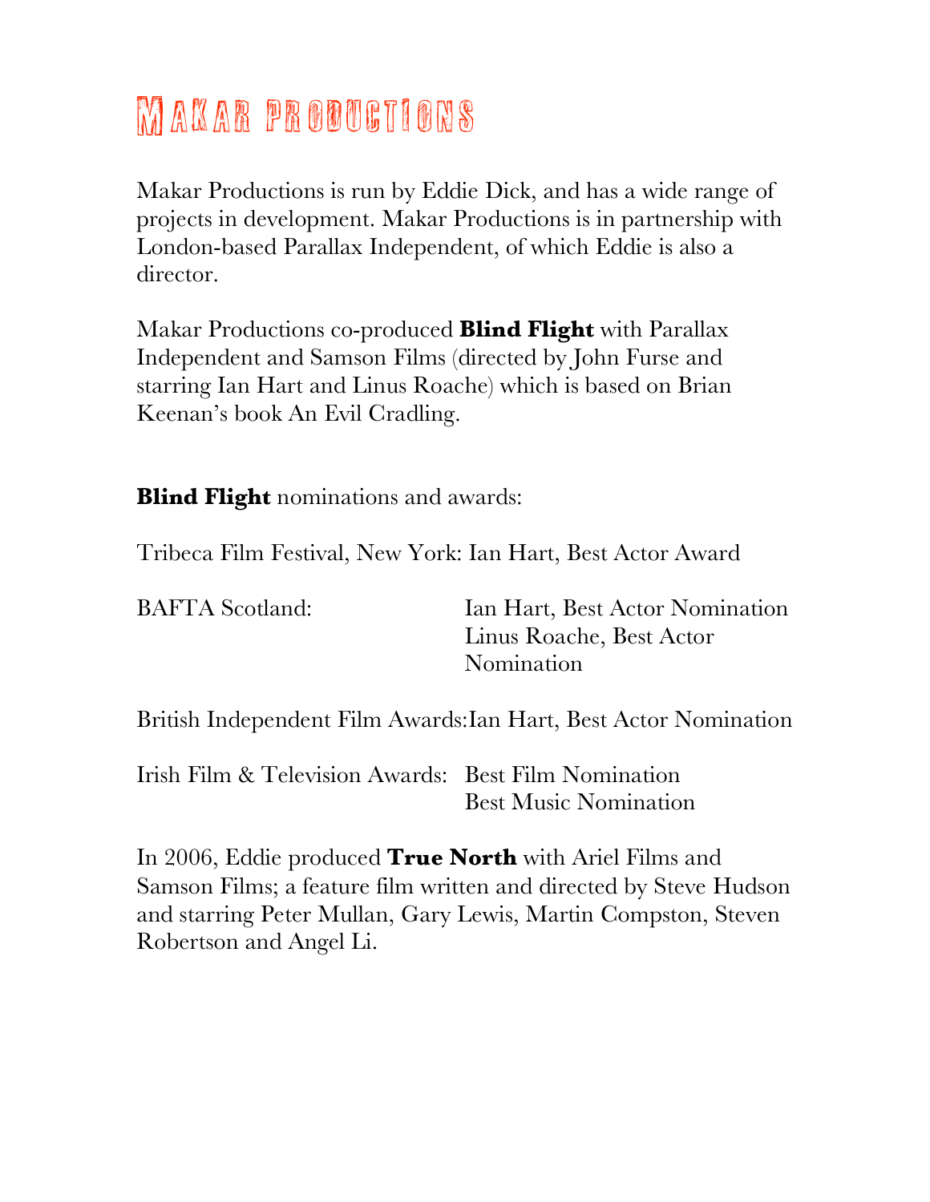# Makar Productions

Makar Productions is run by Eddie Dick, and has a wide range of projects in development. Makar Productions is in partnership with London-based Parallax Independent, of which Eddie is also a director.

Makar Productions co-produced **Blind Flight** with Parallax Independent and Samson Films (directed by John Furse and starring Ian Hart and Linus Roache) which is based on Brian Keenan's book An Evil Cradling.

**Blind Flight** nominations and awards:

| | |
|---|---|
| Tribeca Film Festival, New York: | Ian Hart, Best Actor Award |
| BAFTA Scotland: | Ian Hart, Best Actor Nomination<br>Linus Roache, Best Actor Nomination |
| British Independent Film Awards: | Ian Hart, Best Actor Nomination |
| Irish Film & Television Awards: | Best Film Nomination<br>Best Music Nomination |

In 2006, Eddie produced **True North** with Ariel Films and Samson Films; a feature film written and directed by Steve Hudson and starring Peter Mullan, Gary Lewis, Martin Compston, Steven Robertson and Angel Li.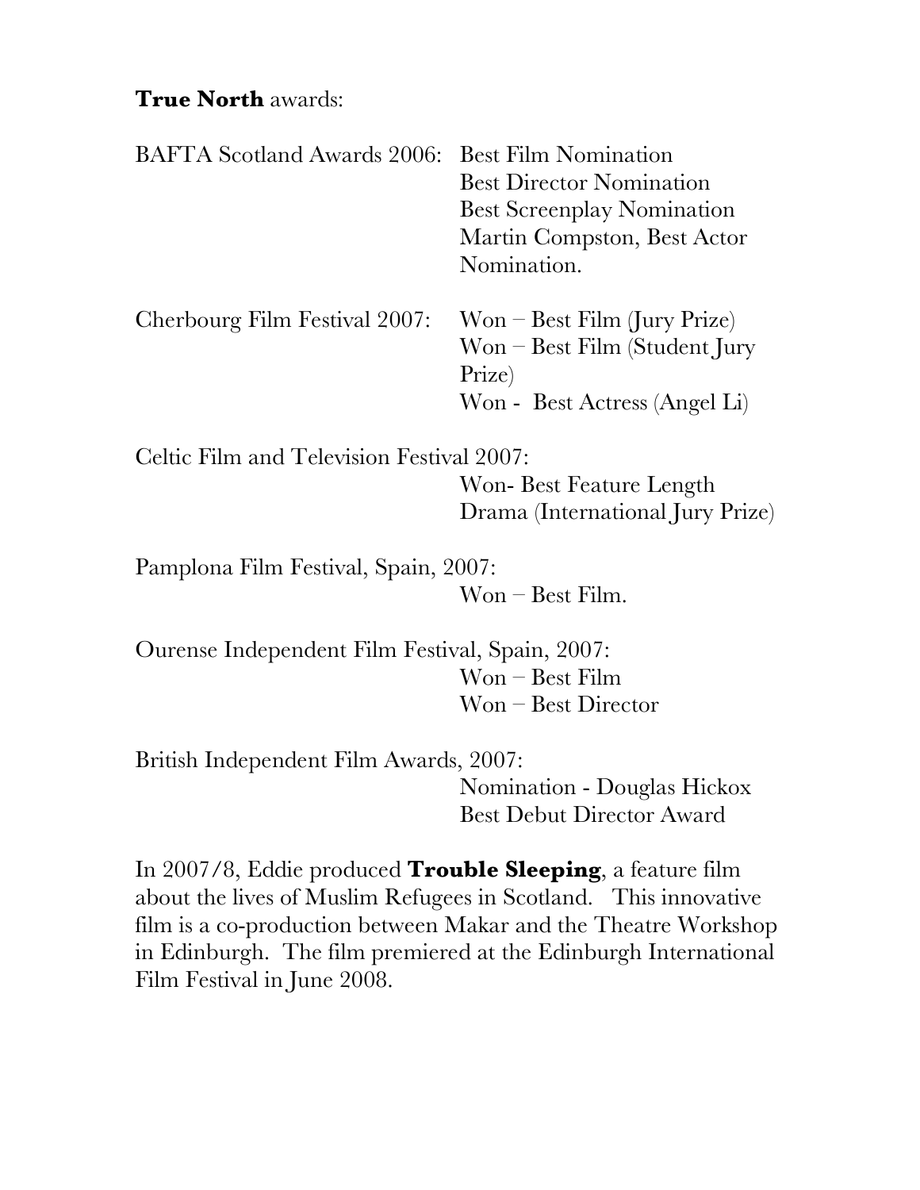**True North** awards:

| | |
|---|---|
| BAFTA Scotland Awards 2006: | Best Film Nomination<br>Best Director Nomination<br>Best Screenplay Nomination<br>Martin Compston, Best Actor Nomination. |
| Cherbourg Film Festival 2007: | Won – Best Film (Jury Prize)<br>Won – Best Film (Student Jury Prize)<br>Won - Best Actress (Angel Li) |
| Celtic Film and Television Festival 2007: | Won- Best Feature Length Drama (International Jury Prize) |
| Pamplona Film Festival, Spain, 2007: | Won – Best Film. |
| Ourense Independent Film Festival, Spain, 2007: | Won – Best Film<br>Won – Best Director |
| British Independent Film Awards, 2007: | Nomination - Douglas Hickox Best Debut Director Award |

In 2007/8, Eddie produced **Trouble Sleeping**, a feature film about the lives of Muslim Refugees in Scotland. This innovative film is a co-production between Makar and the Theatre Workshop in Edinburgh. The film premiered at the Edinburgh International Film Festival in June 2008.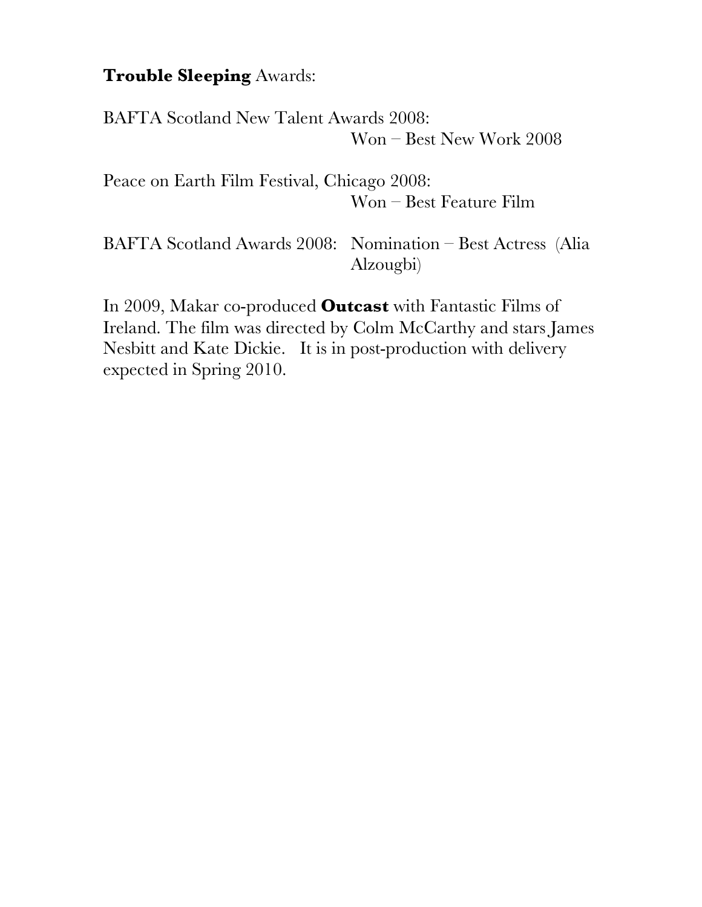**Trouble Sleeping** Awards:

BAFTA Scotland New Talent Awards 2008:
Won – Best New Work 2008

Peace on Earth Film Festival, Chicago 2008:
Won – Best Feature Film

BAFTA Scotland Awards 2008: Nomination – Best Actress (Alia Alzougbi)

In 2009, Makar co-produced **Outcast** with Fantastic Films of Ireland. The film was directed by Colm McCarthy and stars James Nesbitt and Kate Dickie. It is in post-production with delivery expected in Spring 2010.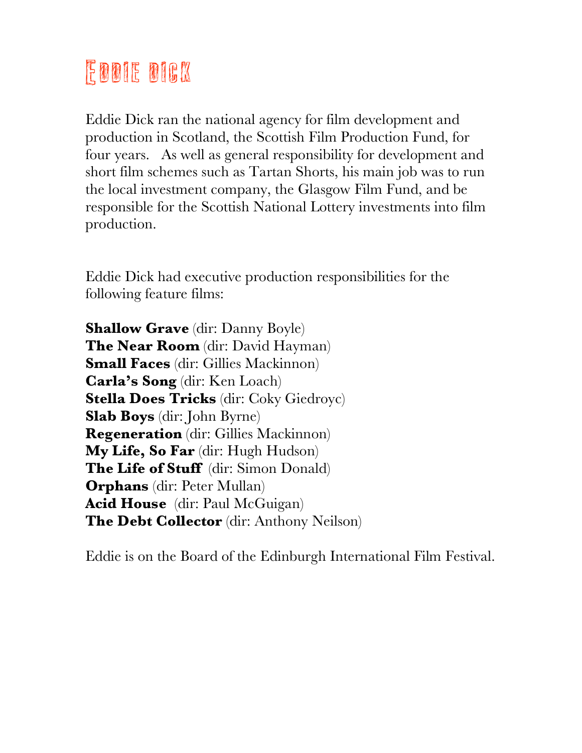# Eddie Dick

Eddie Dick ran the national agency for film development and production in Scotland, the Scottish Film Production Fund, for four years. As well as general responsibility for development and short film schemes such as Tartan Shorts, his main job was to run the local investment company, the Glasgow Film Fund, and be responsible for the Scottish National Lottery investments into film production.

Eddie Dick had executive production responsibilities for the following feature films:

**Shallow Grave** (dir: Danny Boyle)
**The Near Room** (dir: David Hayman)
**Small Faces** (dir: Gillies Mackinnon)
**Carla's Song** (dir: Ken Loach)
**Stella Does Tricks** (dir: Coky Giedroyc)
**Slab Boys** (dir: John Byrne)
**Regeneration** (dir: Gillies Mackinnon)
**My Life, So Far** (dir: Hugh Hudson)
**The Life of Stuff** (dir: Simon Donald)
**Orphans** (dir: Peter Mullan)
**Acid House** (dir: Paul McGuigan)
**The Debt Collector** (dir: Anthony Neilson)

Eddie is on the Board of the Edinburgh International Film Festival.